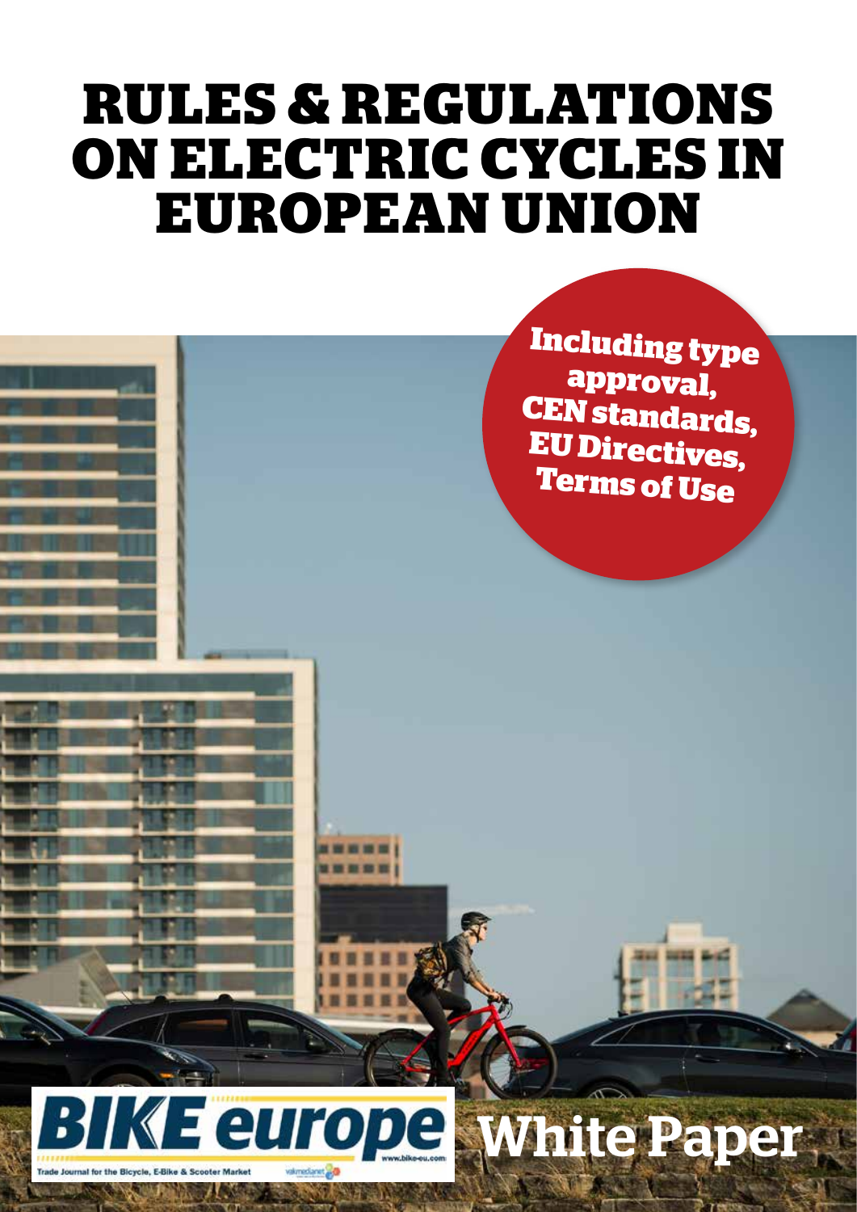# RULES & REGULATIONS ON ELECTRIC CYCLES IN EUROPEAN UNION

**Including type approval, CEN standards, EU Directives, Terms of Use**

BIKE europe

Trade Journal for the Bicycle, E-Bike & Scooter Market

www.bike-eu.com

White Paper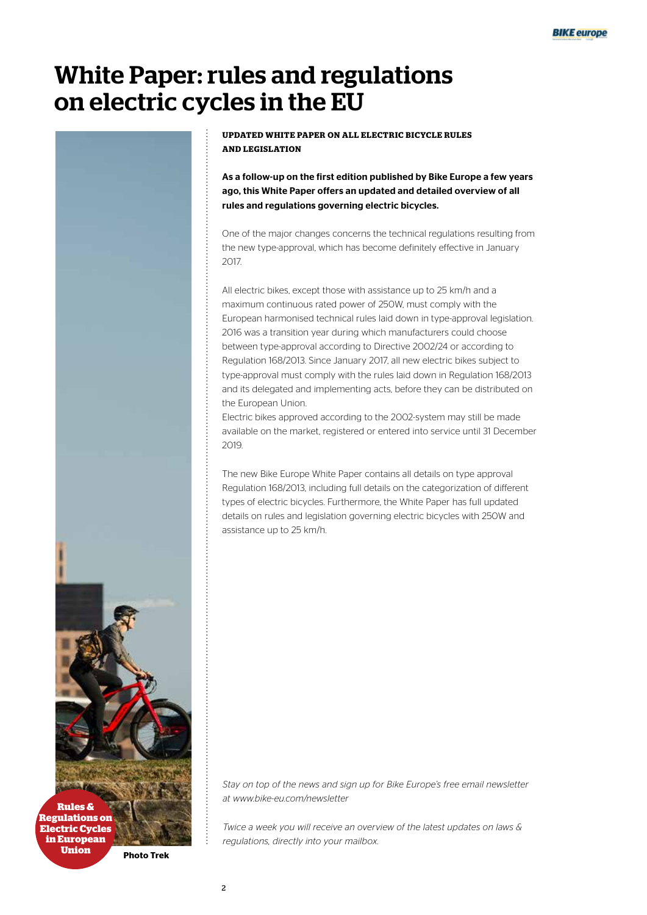# White Paper: rules and regulations on electric cycles in the EU

Rules & Regulations on Electric Cycles in European Union

Photo Trek

**UPDATED WHITE PAPER ON ALL ELECTRIC BICYCLE RULES AND LEGISLATION**

**As a follow-up on the first edition published by Bike Europe a few years ago, this White Paper offers an updated and detailed overview of all rules and regulations governing electric bicycles.**

One of the major changes concerns the technical regulations resulting from the new type-approval, which has become definitely effective in January 2017.

All electric bikes, except those with assistance up to 25 km/h and a maximum continuous rated power of 250W, must comply with the European harmonised technical rules laid down in type-approval legislation. 2016 was a transition year during which manufacturers could choose between type-approval according to Directive 2002/24 or according to Regulation 168/2013. Since January 2017, all new electric bikes subject to type-approval must comply with the rules laid down in Regulation 168/2013 and its delegated and implementing acts, before they can be distributed on the European Union.

Electric bikes approved according to the 2002-system may still be made available on the market, registered or entered into service until 31 December 2019.

The new Bike Europe White Paper contains all details on type approval Regulation 168/2013, including full details on the categorization of different types of electric bicycles. Furthermore, the White Paper has full updated details on rules and legislation governing electric bicycles with 250W and assistance up to 25 km/h.

*Stay on top of the news and sign up for Bike Europe's free email newsletter at www.bike-eu.com/newsletter*

*Twice a week you will receive an overview of the latest updates on laws & regulations, directly into your mailbox.*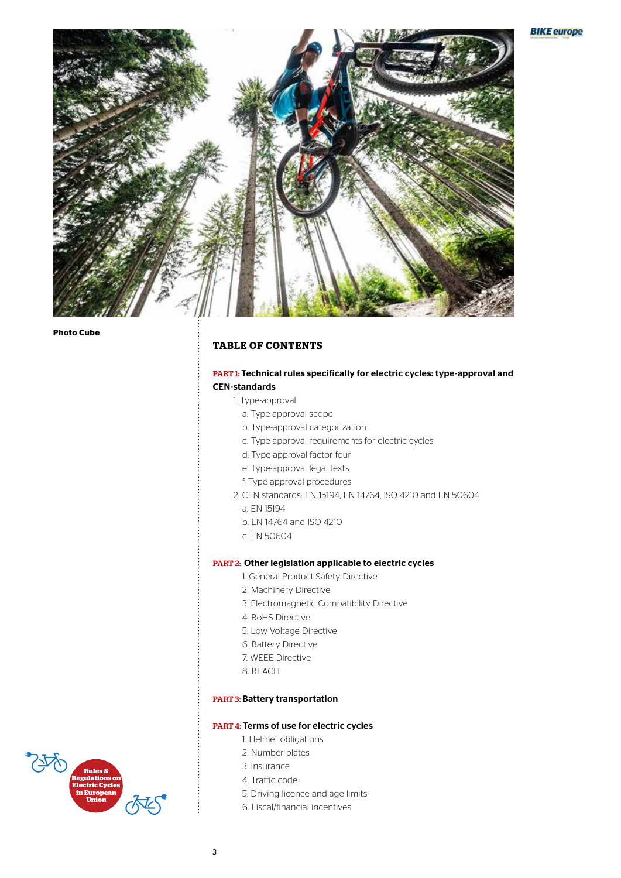Photo Cube

## TABLE OF CONTENTS

**PART 1: Technical rules specifically for electric cycles: type-approval and CEN-standards**

1. Type-approval
   - a. Type-approval scope
   - b. Type-approval categorization
   - c. Type-approval requirements for electric cycles
   - d. Type-approval factor four
   - e. Type-approval legal texts
   - f. Type-approval procedures
2. CEN standards: EN 15194, EN 14764, ISO 4210 and EN 50604
   - a. EN 15194
   - b. EN 14764 and ISO 4210
   - c. EN 50604

**PART 2: Other legislation applicable to electric cycles**

1. General Product Safety Directive
2. Machinery Directive
3. Electromagnetic Compatibility Directive
4. RoHS Directive
5. Low Voltage Directive
6. Battery Directive
7. WEEE Directive
8. REACH

**PART 3: Battery transportation**

**PART 4: Terms of use for electric cycles**

1. Helmet obligations
2. Number plates
3. Insurance
4. Traffic code
5. Driving licence and age limits
6. Fiscal/financial incentives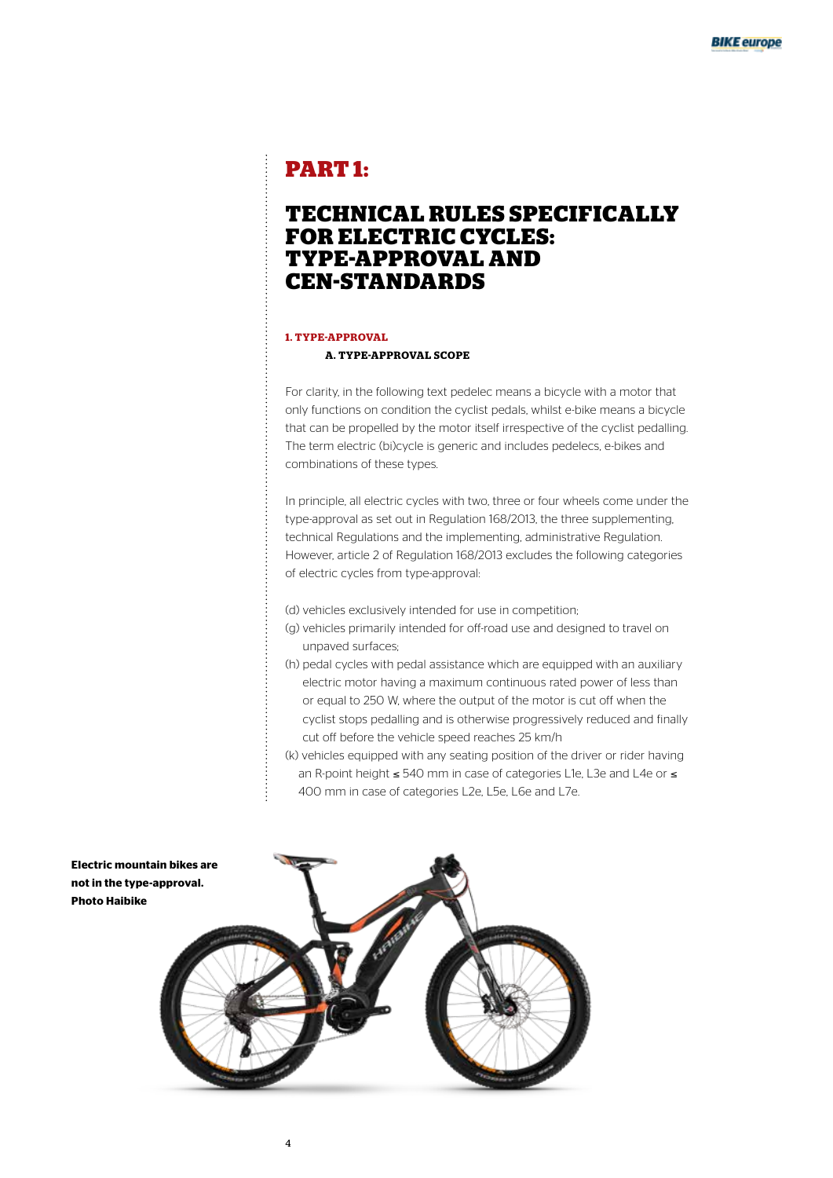# PART 1:

# TECHNICAL RULES SPECIFICALLY FOR ELECTRIC CYCLES: TYPE-APPROVAL AND CEN-STANDARDS

## 1. TYPE-APPROVAL

### A. TYPE-APPROVAL SCOPE

For clarity, in the following text pedelec means a bicycle with a motor that only functions on condition the cyclist pedals, whilst e-bike means a bicycle that can be propelled by the motor itself irrespective of the cyclist pedalling. The term electric (bi)cycle is generic and includes pedelecs, e-bikes and combinations of these types.

In principle, all electric cycles with two, three or four wheels come under the type-approval as set out in Regulation 168/2013, the three supplementing, technical Regulations and the implementing, administrative Regulation. However, article 2 of Regulation 168/2013 excludes the following categories of electric cycles from type-approval:

(d) vehicles exclusively intended for use in competition;
(g) vehicles primarily intended for off-road use and designed to travel on unpaved surfaces;
(h) pedal cycles with pedal assistance which are equipped with an auxiliary electric motor having a maximum continuous rated power of less than or equal to 250 W, where the output of the motor is cut off when the cyclist stops pedalling and is otherwise progressively reduced and finally cut off before the vehicle speed reaches 25 km/h
(k) vehicles equipped with any seating position of the driver or rider having an R-point height ≤ 540 mm in case of categories L1e, L3e and L4e or ≤ 400 mm in case of categories L2e, L5e, L6e and L7e.

**Electric mountain bikes are not in the type-approval. Photo Haibike**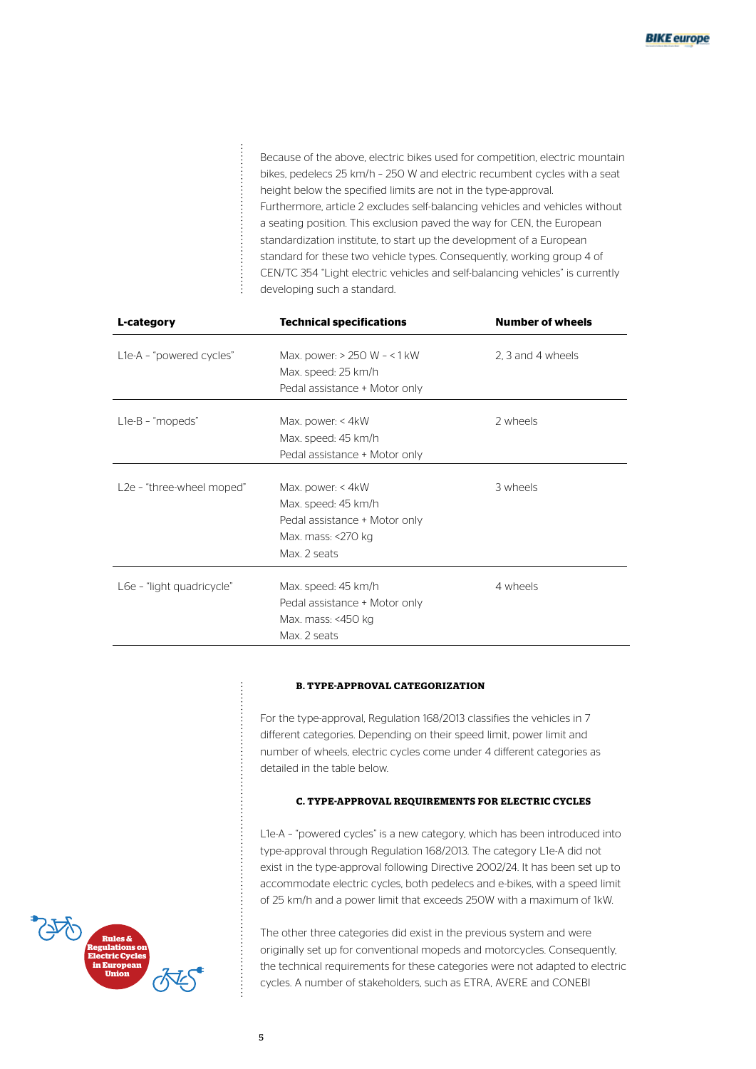Because of the above, electric bikes used for competition, electric mountain bikes, pedelecs 25 km/h – 250 W and electric recumbent cycles with a seat height below the specified limits are not in the type-approval. Furthermore, article 2 excludes self-balancing vehicles and vehicles without a seating position. This exclusion paved the way for CEN, the European standardization institute, to start up the development of a European standard for these two vehicle types. Consequently, working group 4 of CEN/TC 354 "Light electric vehicles and self-balancing vehicles" is currently developing such a standard.

| L-category | Technical specifications | Number of wheels |
|---|---|---|
| L1e-A – "powered cycles" | Max. power: > 250 W – < 1 kW<br>Max. speed: 25 km/h<br>Pedal assistance + Motor only | 2, 3 and 4 wheels |
| L1e-B – "mopeds" | Max. power: < 4kW<br>Max. speed: 45 km/h<br>Pedal assistance + Motor only | 2 wheels |
| L2e – "three-wheel moped" | Max. power: < 4kW<br>Max. speed: 45 km/h<br>Pedal assistance + Motor only<br>Max. mass: <270 kg<br>Max. 2 seats | 3 wheels |
| L6e – "light quadricycle" | Max. speed: 45 km/h<br>Pedal assistance + Motor only<br>Max. mass: <450 kg<br>Max. 2 seats | 4 wheels |

#### B. TYPE-APPROVAL CATEGORIZATION

For the type-approval, Regulation 168/2013 classifies the vehicles in 7 different categories. Depending on their speed limit, power limit and number of wheels, electric cycles come under 4 different categories as detailed in the table below.

#### C. TYPE-APPROVAL REQUIREMENTS FOR ELECTRIC CYCLES

L1e-A – "powered cycles" is a new category, which has been introduced into type-approval through Regulation 168/2013. The category L1e-A did not exist in the type-approval following Directive 2002/24. It has been set up to accommodate electric cycles, both pedelecs and e-bikes, with a speed limit of 25 km/h and a power limit that exceeds 250W with a maximum of 1kW.

The other three categories did exist in the previous system and were originally set up for conventional mopeds and motorcycles. Consequently, the technical requirements for these categories were not adapted to electric cycles. A number of stakeholders, such as ETRA, AVERE and CONEBI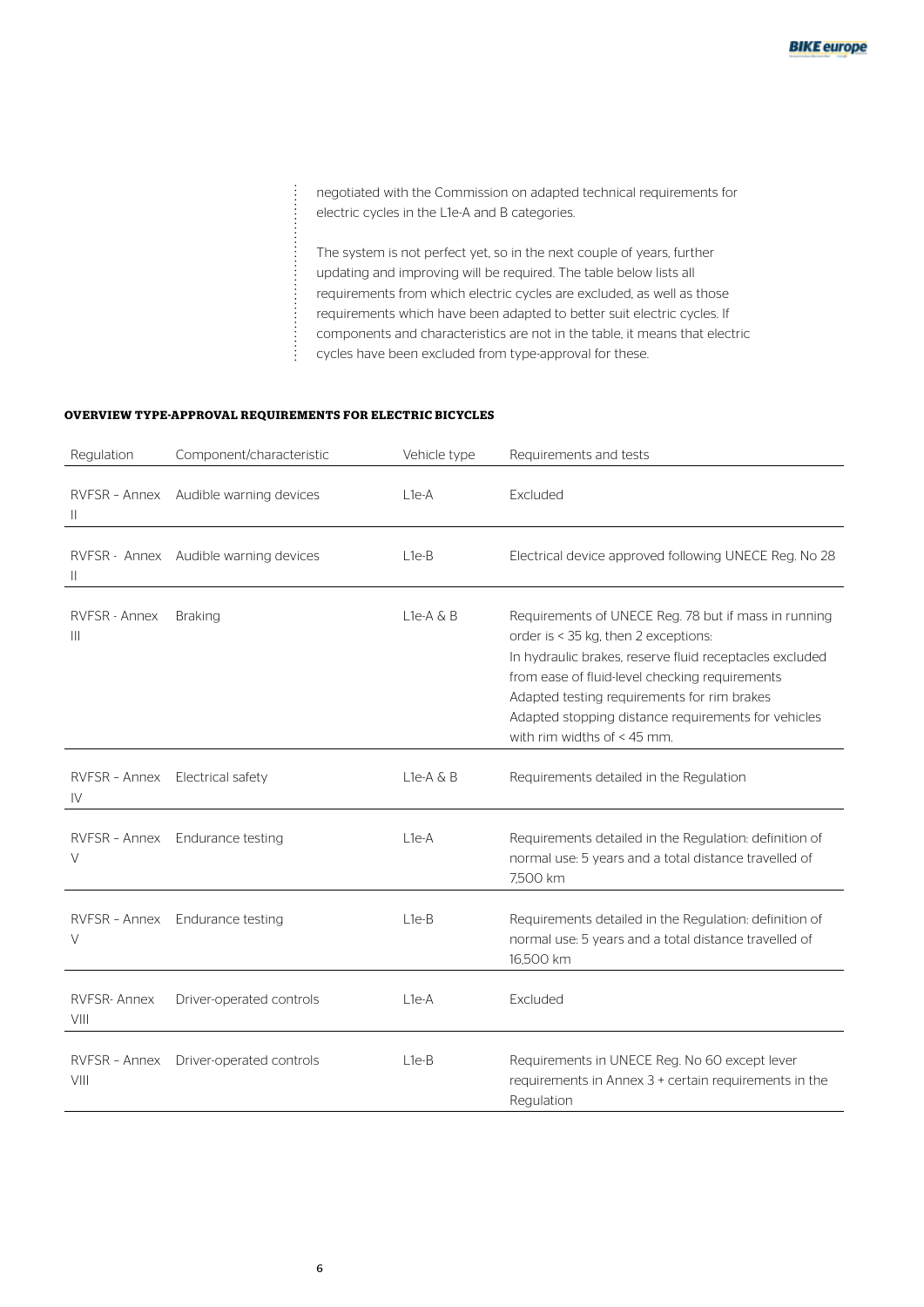negotiated with the Commission on adapted technical requirements for electric cycles in the L1e-A and B categories.

The system is not perfect yet, so in the next couple of years, further updating and improving will be required. The table below lists all requirements from which electric cycles are excluded, as well as those requirements which have been adapted to better suit electric cycles. If components and characteristics are not in the table, it means that electric cycles have been excluded from type-approval for these.

**OVERVIEW TYPE-APPROVAL REQUIREMENTS FOR ELECTRIC BICYCLES**

| Regulation | Component/characteristic | Vehicle type | Requirements and tests |
|---|---|---|---|
| RVFSR – Annex II | Audible warning devices | L1e-A | Excluded |
| RVFSR - Annex II | Audible warning devices | L1e-B | Electrical device approved following UNECE Reg. No 28 |
| RVFSR - Annex III | Braking | L1e-A & B | Requirements of UNECE Reg. 78 but if mass in running order is < 35 kg, then 2 exceptions: In hydraulic brakes, reserve fluid receptacles excluded from ease of fluid-level checking requirements Adapted testing requirements for rim brakes Adapted stopping distance requirements for vehicles with rim widths of < 45 mm. |
| RVFSR – Annex IV | Electrical safety | L1e-A & B | Requirements detailed in the Regulation |
| RVFSR – Annex V | Endurance testing | L1e-A | Requirements detailed in the Regulation: definition of normal use: 5 years and a total distance travelled of 7,500 km |
| RVFSR – Annex V | Endurance testing | L1e-B | Requirements detailed in the Regulation: definition of normal use: 5 years and a total distance travelled of 16,500 km |
| RVFSR- Annex VIII | Driver-operated controls | L1e-A | Excluded |
| RVFSR – Annex VIII | Driver-operated controls | L1e-B | Requirements in UNECE Reg. No 60 except lever requirements in Annex 3 + certain requirements in the Regulation |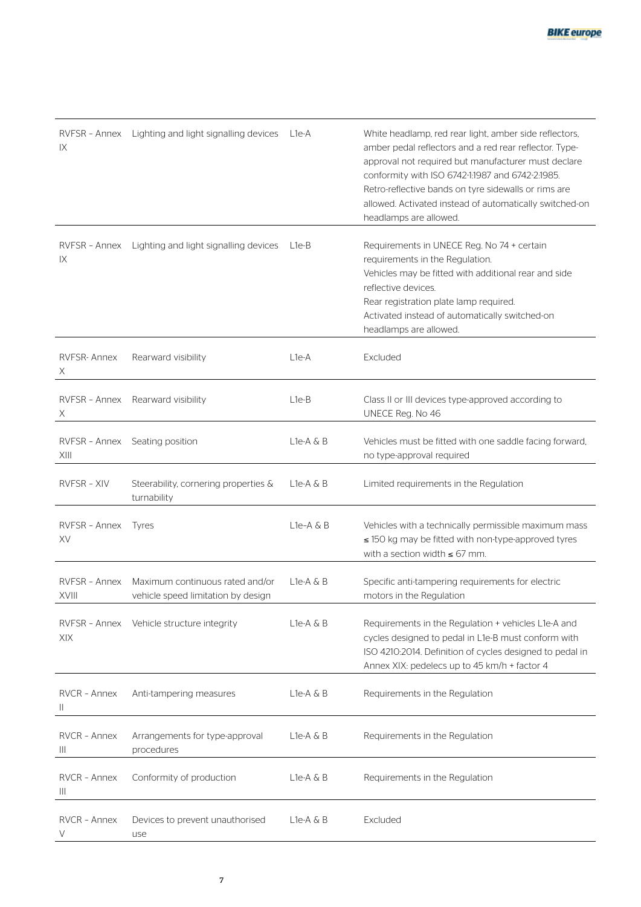| | | | |
|---|---|---|---|
| RVFSR – Annex IX | Lighting and light signalling devices | L1e-A | White headlamp, red rear light, amber side reflectors, amber pedal reflectors and a red rear reflector. Type-approval not required but manufacturer must declare conformity with ISO 6742-1:1987 and 6742-2:1985. Retro-reflective bands on tyre sidewalls or rims are allowed. Activated instead of automatically switched-on headlamps are allowed. |
| RVFSR – Annex IX | Lighting and light signalling devices | L1e-B | Requirements in UNECE Reg. No 74 + certain requirements in the Regulation.<br>Vehicles may be fitted with additional rear and side reflective devices.<br>Rear registration plate lamp required.<br>Activated instead of automatically switched-on headlamps are allowed. |
| RVFSR- Annex X | Rearward visibility | L1e-A | Excluded |
| RVFSR – Annex X | Rearward visibility | L1e-B | Class II or III devices type-approved according to UNECE Reg. No 46 |
| RVFSR – Annex XIII | Seating position | L1e-A & B | Vehicles must be fitted with one saddle facing forward, no type-approval required |
| RVFSR – XIV | Steerability, cornering properties & turnability | L1e-A & B | Limited requirements in the Regulation |
| RVFSR – Annex XV | Tyres | L1e–A & B | Vehicles with a technically permissible maximum mass ≤ 150 kg may be fitted with non-type-approved tyres with a section width ≤ 67 mm. |
| RVFSR – Annex XVIII | Maximum continuous rated and/or vehicle speed limitation by design | L1e-A & B | Specific anti-tampering requirements for electric motors in the Regulation |
| RVFSR – Annex XIX | Vehicle structure integrity | L1e-A & B | Requirements in the Regulation + vehicles L1e-A and cycles designed to pedal in L1e-B must conform with ISO 4210:2014. Definition of cycles designed to pedal in Annex XIX: pedelecs up to 45 km/h + factor 4 |
| RVCR – Annex II | Anti-tampering measures | L1e-A & B | Requirements in the Regulation |
| RVCR – Annex III | Arrangements for type-approval procedures | L1e-A & B | Requirements in the Regulation |
| RVCR – Annex III | Conformity of production | L1e-A & B | Requirements in the Regulation |
| RVCR – Annex V | Devices to prevent unauthorised use | L1e-A & B | Excluded |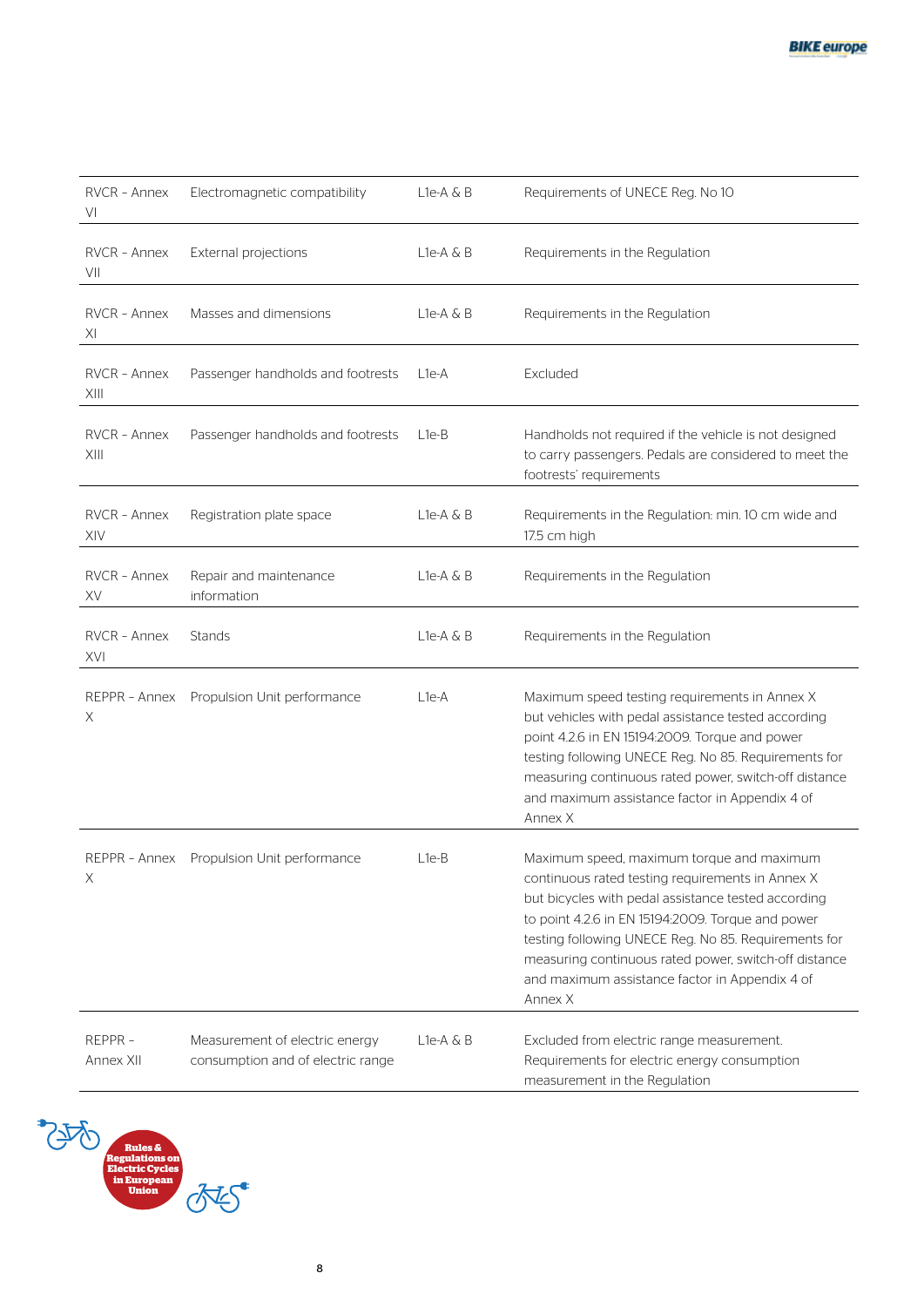| | | | |
|---|---|---|---|
| RVCR - Annex VI | Electromagnetic compatibility | L1e-A & B | Requirements of UNECE Reg. No 10 |
| RVCR - Annex VII | External projections | L1e-A & B | Requirements in the Regulation |
| RVCR - Annex XI | Masses and dimensions | L1e-A & B | Requirements in the Regulation |
| RVCR - Annex XIII | Passenger handholds and footrests | L1e-A | Excluded |
| RVCR - Annex XIII | Passenger handholds and footrests | L1e-B | Handholds not required if the vehicle is not designed to carry passengers. Pedals are considered to meet the footrests' requirements |
| RVCR - Annex XIV | Registration plate space | L1e-A & B | Requirements in the Regulation: min. 10 cm wide and 17.5 cm high |
| RVCR - Annex XV | Repair and maintenance information | L1e-A & B | Requirements in the Regulation |
| RVCR - Annex XVI | Stands | L1e-A & B | Requirements in the Regulation |
| REPPR - Annex X | Propulsion Unit performance | L1e-A | Maximum speed testing requirements in Annex X but vehicles with pedal assistance tested according point 4.2.6 in EN 15194:2009. Torque and power testing following UNECE Reg. No 85. Requirements for measuring continuous rated power, switch-off distance and maximum assistance factor in Appendix 4 of Annex X |
| REPPR - Annex X | Propulsion Unit performance | L1e-B | Maximum speed, maximum torque and maximum continuous rated testing requirements in Annex X but bicycles with pedal assistance tested according to point 4.2.6 in EN 15194:2009. Torque and power testing following UNECE Reg. No 85. Requirements for measuring continuous rated power, switch-off distance and maximum assistance factor in Appendix 4 of Annex X |
| REPPR - Annex XII | Measurement of electric energy consumption and of electric range | L1e-A & B | Excluded from electric range measurement. Requirements for electric energy consumption measurement in the Regulation |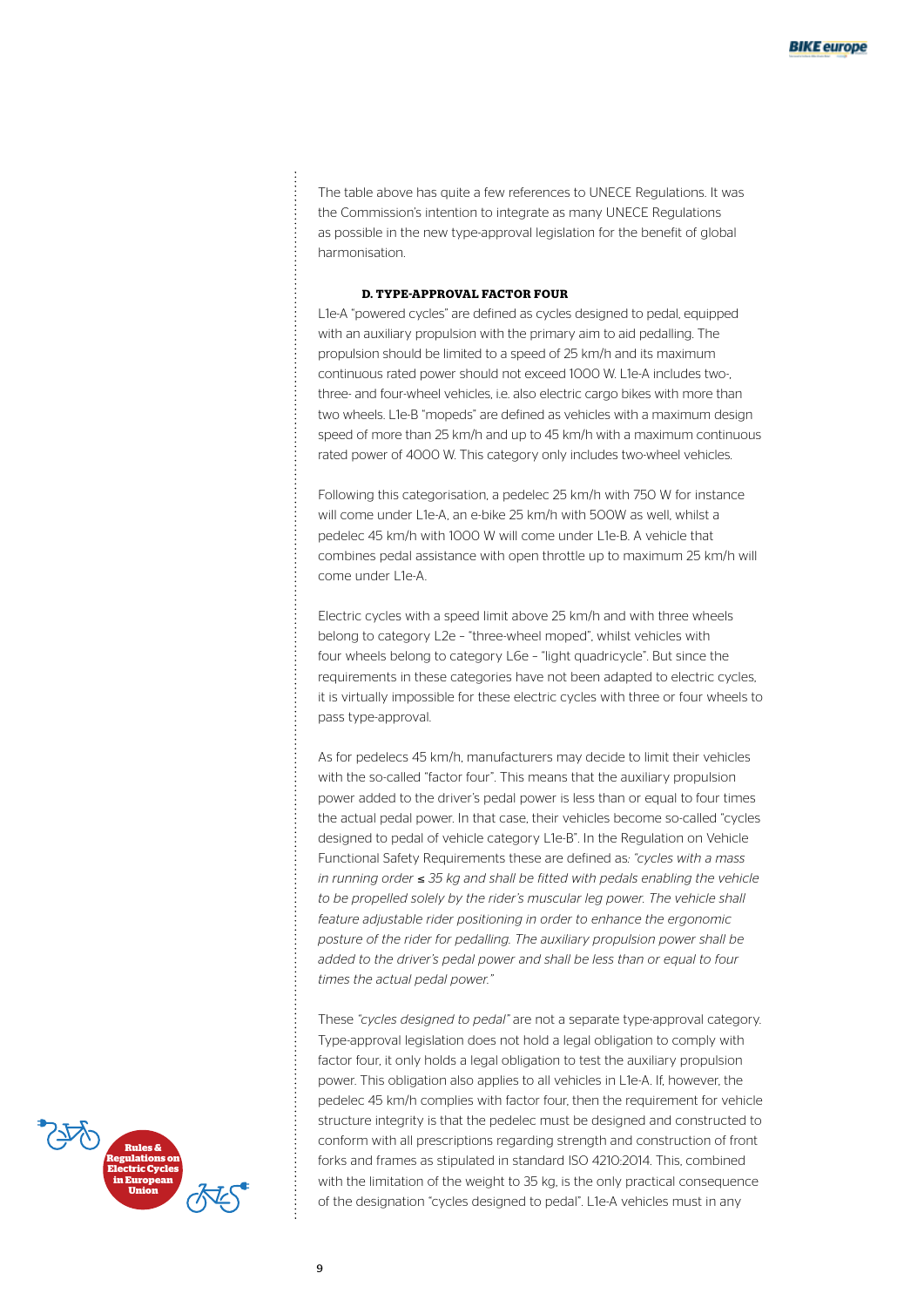The table above has quite a few references to UNECE Regulations. It was the Commission's intention to integrate as many UNECE Regulations as possible in the new type-approval legislation for the benefit of global harmonisation.

#### D. TYPE-APPROVAL FACTOR FOUR

L1e-A "powered cycles" are defined as cycles designed to pedal, equipped with an auxiliary propulsion with the primary aim to aid pedalling. The propulsion should be limited to a speed of 25 km/h and its maximum continuous rated power should not exceed 1000 W. L1e-A includes two-, three- and four-wheel vehicles, i.e. also electric cargo bikes with more than two wheels. L1e-B "mopeds" are defined as vehicles with a maximum design speed of more than 25 km/h and up to 45 km/h with a maximum continuous rated power of 4000 W. This category only includes two-wheel vehicles.

Following this categorisation, a pedelec 25 km/h with 750 W for instance will come under L1e-A, an e-bike 25 km/h with 500W as well, whilst a pedelec 45 km/h with 1000 W will come under L1e-B. A vehicle that combines pedal assistance with open throttle up to maximum 25 km/h will come under L1e-A.

Electric cycles with a speed limit above 25 km/h and with three wheels belong to category L2e – "three-wheel moped", whilst vehicles with four wheels belong to category L6e – "light quadricycle". But since the requirements in these categories have not been adapted to electric cycles, it is virtually impossible for these electric cycles with three or four wheels to pass type-approval.

As for pedelecs 45 km/h, manufacturers may decide to limit their vehicles with the so-called "factor four". This means that the auxiliary propulsion power added to the driver's pedal power is less than or equal to four times the actual pedal power. In that case, their vehicles become so-called "cycles designed to pedal of vehicle category L1e-B". In the Regulation on Vehicle Functional Safety Requirements these are defined as: *"cycles with a mass in running order ≤ 35 kg and shall be fitted with pedals enabling the vehicle to be propelled solely by the rider's muscular leg power. The vehicle shall feature adjustable rider positioning in order to enhance the ergonomic posture of the rider for pedalling. The auxiliary propulsion power shall be added to the driver's pedal power and shall be less than or equal to four times the actual pedal power."*

These *"cycles designed to pedal"* are not a separate type-approval category. Type-approval legislation does not hold a legal obligation to comply with factor four, it only holds a legal obligation to test the auxiliary propulsion power. This obligation also applies to all vehicles in L1e-A. If, however, the pedelec 45 km/h complies with factor four, then the requirement for vehicle structure integrity is that the pedelec must be designed and constructed to conform with all prescriptions regarding strength and construction of front forks and frames as stipulated in standard ISO 4210:2014. This, combined with the limitation of the weight to 35 kg, is the only practical consequence of the designation "cycles designed to pedal". L1e-A vehicles must in any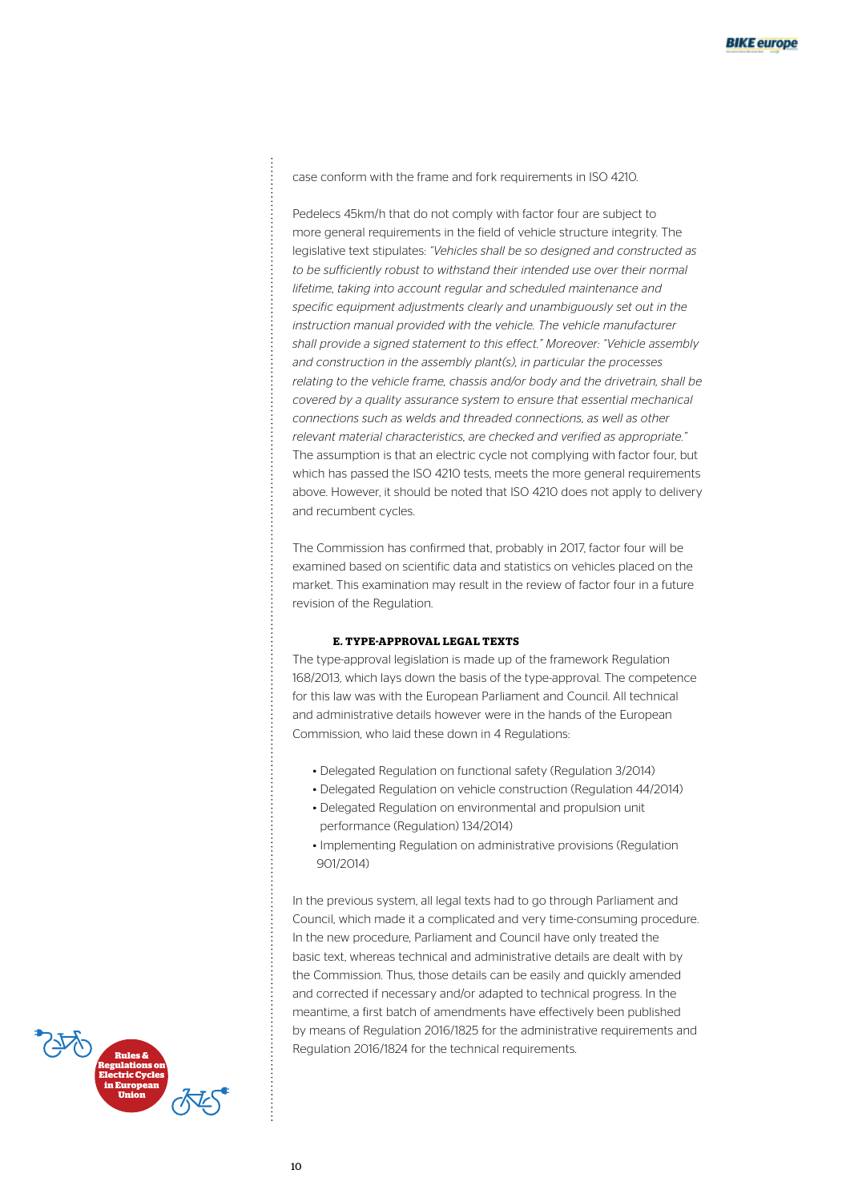case conform with the frame and fork requirements in ISO 4210.

Pedelecs 45km/h that do not comply with factor four are subject to more general requirements in the field of vehicle structure integrity. The legislative text stipulates: *"Vehicles shall be so designed and constructed as to be sufficiently robust to withstand their intended use over their normal lifetime, taking into account regular and scheduled maintenance and specific equipment adjustments clearly and unambiguously set out in the instruction manual provided with the vehicle. The vehicle manufacturer shall provide a signed statement to this effect."* Moreover: *"Vehicle assembly and construction in the assembly plant(s), in particular the processes relating to the vehicle frame, chassis and/or body and the drivetrain, shall be covered by a quality assurance system to ensure that essential mechanical connections such as welds and threaded connections, as well as other relevant material characteristics, are checked and verified as appropriate."* The assumption is that an electric cycle not complying with factor four, but which has passed the ISO 4210 tests, meets the more general requirements above. However, it should be noted that ISO 4210 does not apply to delivery and recumbent cycles.

The Commission has confirmed that, probably in 2017, factor four will be examined based on scientific data and statistics on vehicles placed on the market. This examination may result in the review of factor four in a future revision of the Regulation.

### E. TYPE-APPROVAL LEGAL TEXTS

The type-approval legislation is made up of the framework Regulation 168/2013, which lays down the basis of the type-approval. The competence for this law was with the European Parliament and Council. All technical and administrative details however were in the hands of the European Commission, who laid these down in 4 Regulations:

- Delegated Regulation on functional safety (Regulation 3/2014)
- Delegated Regulation on vehicle construction (Regulation 44/2014)
- Delegated Regulation on environmental and propulsion unit performance (Regulation) 134/2014)
- Implementing Regulation on administrative provisions (Regulation 901/2014)

In the previous system, all legal texts had to go through Parliament and Council, which made it a complicated and very time-consuming procedure. In the new procedure, Parliament and Council have only treated the basic text, whereas technical and administrative details are dealt with by the Commission. Thus, those details can be easily and quickly amended and corrected if necessary and/or adapted to technical progress. In the meantime, a first batch of amendments have effectively been published by means of Regulation 2016/1825 for the administrative requirements and Regulation 2016/1824 for the technical requirements.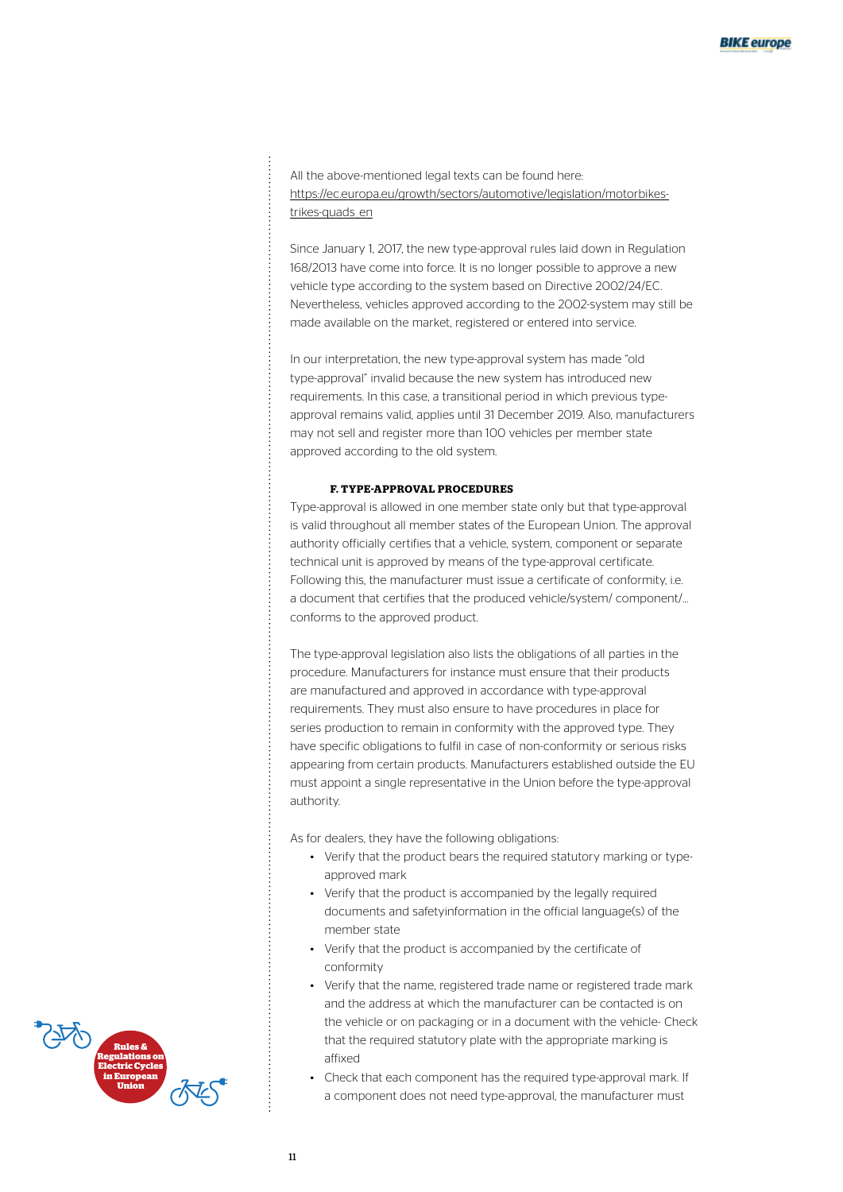All the above-mentioned legal texts can be found here: https://ec.europa.eu/growth/sectors/automotive/legislation/motorbikes-trikes-quads_en

Since January 1, 2017, the new type-approval rules laid down in Regulation 168/2013 have come into force. It is no longer possible to approve a new vehicle type according to the system based on Directive 2002/24/EC. Nevertheless, vehicles approved according to the 2002-system may still be made available on the market, registered or entered into service.

In our interpretation, the new type-approval system has made "old type-approval" invalid because the new system has introduced new requirements. In this case, a transitional period in which previous type-approval remains valid, applies until 31 December 2019. Also, manufacturers may not sell and register more than 100 vehicles per member state approved according to the old system.

### F. TYPE-APPROVAL PROCEDURES

Type-approval is allowed in one member state only but that type-approval is valid throughout all member states of the European Union. The approval authority officially certifies that a vehicle, system, component or separate technical unit is approved by means of the type-approval certificate. Following this, the manufacturer must issue a certificate of conformity, i.e. a document that certifies that the produced vehicle/system/ component/… conforms to the approved product.

The type-approval legislation also lists the obligations of all parties in the procedure. Manufacturers for instance must ensure that their products are manufactured and approved in accordance with type-approval requirements. They must also ensure to have procedures in place for series production to remain in conformity with the approved type. They have specific obligations to fulfil in case of non-conformity or serious risks appearing from certain products. Manufacturers established outside the EU must appoint a single representative in the Union before the type-approval authority.

As for dealers, they have the following obligations:

- Verify that the product bears the required statutory marking or type-approved mark
- Verify that the product is accompanied by the legally required documents and safetyinformation in the official language(s) of the member state
- Verify that the product is accompanied by the certificate of conformity
- Verify that the name, registered trade name or registered trade mark and the address at which the manufacturer can be contacted is on the vehicle or on packaging or in a document with the vehicle- Check that the required statutory plate with the appropriate marking is affixed
- Check that each component has the required type-approval mark. If a component does not need type-approval, the manufacturer must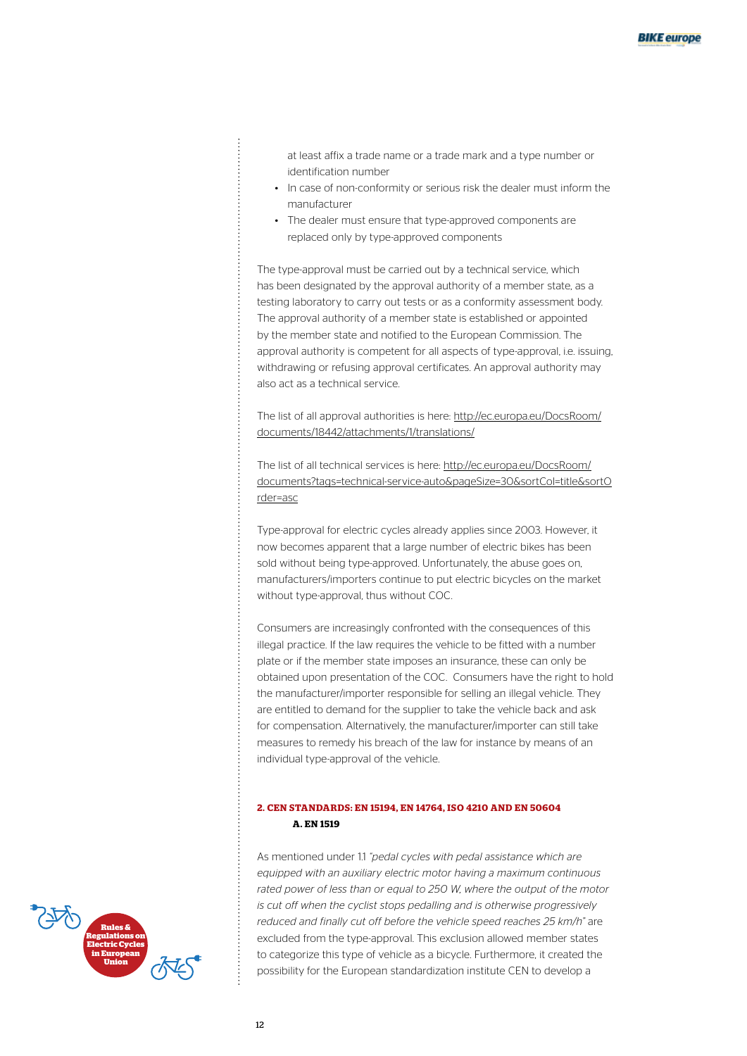at least affix a trade name or a trade mark and a type number or identification number

- In case of non-conformity or serious risk the dealer must inform the manufacturer
- The dealer must ensure that type-approved components are replaced only by type-approved components

The type-approval must be carried out by a technical service, which has been designated by the approval authority of a member state, as a testing laboratory to carry out tests or as a conformity assessment body. The approval authority of a member state is established or appointed by the member state and notified to the European Commission. The approval authority is competent for all aspects of type-approval, i.e. issuing, withdrawing or refusing approval certificates. An approval authority may also act as a technical service.

The list of all approval authorities is here: http://ec.europa.eu/DocsRoom/documents/18442/attachments/1/translations/

The list of all technical services is here: http://ec.europa.eu/DocsRoom/documents?tags=technical-service-auto&pageSize=30&sortCol=title&sortOrder=asc

Type-approval for electric cycles already applies since 2003. However, it now becomes apparent that a large number of electric bikes has been sold without being type-approved. Unfortunately, the abuse goes on, manufacturers/importers continue to put electric bicycles on the market without type-approval, thus without COC.

Consumers are increasingly confronted with the consequences of this illegal practice. If the law requires the vehicle to be fitted with a number plate or if the member state imposes an insurance, these can only be obtained upon presentation of the COC. Consumers have the right to hold the manufacturer/importer responsible for selling an illegal vehicle. They are entitled to demand for the supplier to take the vehicle back and ask for compensation. Alternatively, the manufacturer/importer can still take measures to remedy his breach of the law for instance by means of an individual type-approval of the vehicle.

## 2. CEN STANDARDS: EN 15194, EN 14764, ISO 4210 AND EN 50604

### A. EN 1519

As mentioned under 1.1 *"pedal cycles with pedal assistance which are equipped with an auxiliary electric motor having a maximum continuous rated power of less than or equal to 250 W, where the output of the motor is cut off when the cyclist stops pedalling and is otherwise progressively reduced and finally cut off before the vehicle speed reaches 25 km/h"* are excluded from the type-approval. This exclusion allowed member states to categorize this type of vehicle as a bicycle. Furthermore, it created the possibility for the European standardization institute CEN to develop a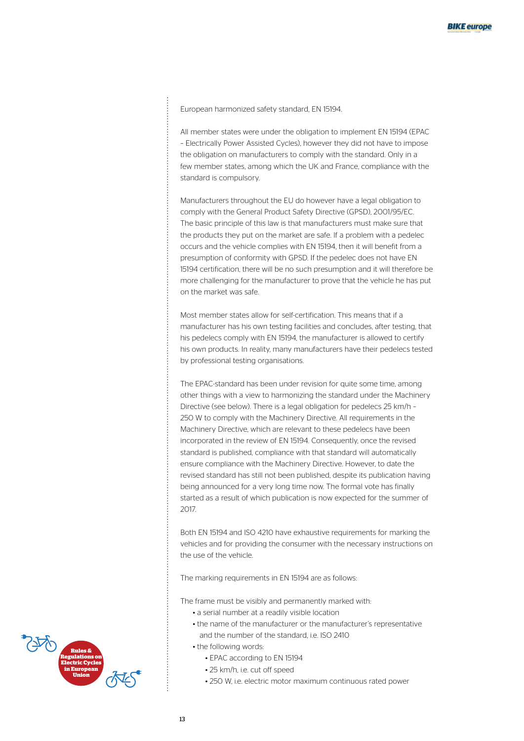European harmonized safety standard, EN 15194.

All member states were under the obligation to implement EN 15194 (EPAC – Electrically Power Assisted Cycles), however they did not have to impose the obligation on manufacturers to comply with the standard. Only in a few member states, among which the UK and France, compliance with the standard is compulsory.

Manufacturers throughout the EU do however have a legal obligation to comply with the General Product Safety Directive (GPSD), 2001/95/EC. The basic principle of this law is that manufacturers must make sure that the products they put on the market are safe. If a problem with a pedelec occurs and the vehicle complies with EN 15194, then it will benefit from a presumption of conformity with GPSD. If the pedelec does not have EN 15194 certification, there will be no such presumption and it will therefore be more challenging for the manufacturer to prove that the vehicle he has put on the market was safe.

Most member states allow for self-certification. This means that if a manufacturer has his own testing facilities and concludes, after testing, that his pedelecs comply with EN 15194, the manufacturer is allowed to certify his own products. In reality, many manufacturers have their pedelecs tested by professional testing organisations.

The EPAC-standard has been under revision for quite some time, among other things with a view to harmonizing the standard under the Machinery Directive (see below). There is a legal obligation for pedelecs 25 km/h – 250 W to comply with the Machinery Directive. All requirements in the Machinery Directive, which are relevant to these pedelecs have been incorporated in the review of EN 15194. Consequently, once the revised standard is published, compliance with that standard will automatically ensure compliance with the Machinery Directive. However, to date the revised standard has still not been published, despite its publication having being announced for a very long time now. The formal vote has finally started as a result of which publication is now expected for the summer of 2017.

Both EN 15194 and ISO 4210 have exhaustive requirements for marking the vehicles and for providing the consumer with the necessary instructions on the use of the vehicle.

The marking requirements in EN 15194 are as follows:

The frame must be visibly and permanently marked with:

- a serial number at a readily visible location
- the name of the manufacturer or the manufacturer's representative and the number of the standard, i.e. ISO 2410
- the following words:
  - EPAC according to EN 15194
  - 25 km/h, i.e. cut off speed
  - 250 W, i.e. electric motor maximum continuous rated power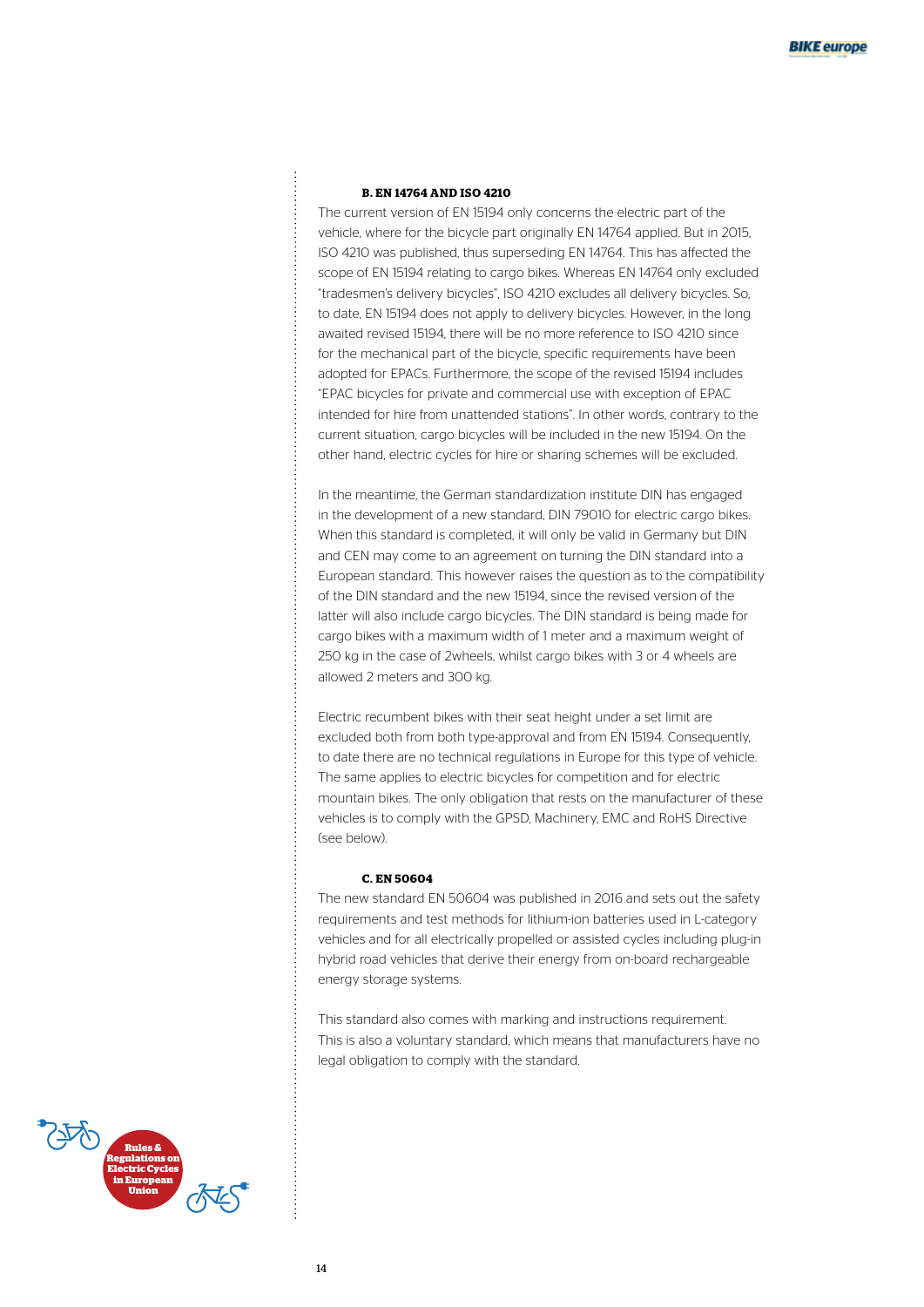### B. EN 14764 AND ISO 4210

The current version of EN 15194 only concerns the electric part of the vehicle, where for the bicycle part originally EN 14764 applied. But in 2015, ISO 4210 was published, thus superseding EN 14764. This has affected the scope of EN 15194 relating to cargo bikes. Whereas EN 14764 only excluded "tradesmen's delivery bicycles", ISO 4210 excludes all delivery bicycles. So, to date, EN 15194 does not apply to delivery bicycles. However, in the long awaited revised 15194, there will be no more reference to ISO 4210 since for the mechanical part of the bicycle, specific requirements have been adopted for EPACs. Furthermore, the scope of the revised 15194 includes "EPAC bicycles for private and commercial use with exception of EPAC intended for hire from unattended stations". In other words, contrary to the current situation, cargo bicycles will be included in the new 15194. On the other hand, electric cycles for hire or sharing schemes will be excluded.

In the meantime, the German standardization institute DIN has engaged in the development of a new standard, DIN 79010 for electric cargo bikes. When this standard is completed, it will only be valid in Germany but DIN and CEN may come to an agreement on turning the DIN standard into a European standard. This however raises the question as to the compatibility of the DIN standard and the new 15194, since the revised version of the latter will also include cargo bicycles. The DIN standard is being made for cargo bikes with a maximum width of 1 meter and a maximum weight of 250 kg in the case of 2wheels, whilst cargo bikes with 3 or 4 wheels are allowed 2 meters and 300 kg.

Electric recumbent bikes with their seat height under a set limit are excluded both from both type-approval and from EN 15194. Consequently, to date there are no technical regulations in Europe for this type of vehicle. The same applies to electric bicycles for competition and for electric mountain bikes. The only obligation that rests on the manufacturer of these vehicles is to comply with the GPSD, Machinery, EMC and RoHS Directive (see below).

### C. EN 50604

The new standard EN 50604 was published in 2016 and sets out the safety requirements and test methods for lithium-ion batteries used in L-category vehicles and for all electrically propelled or assisted cycles including plug-in hybrid road vehicles that derive their energy from on-board rechargeable energy storage systems.

This standard also comes with marking and instructions requirement. This is also a voluntary standard, which means that manufacturers have no legal obligation to comply with the standard.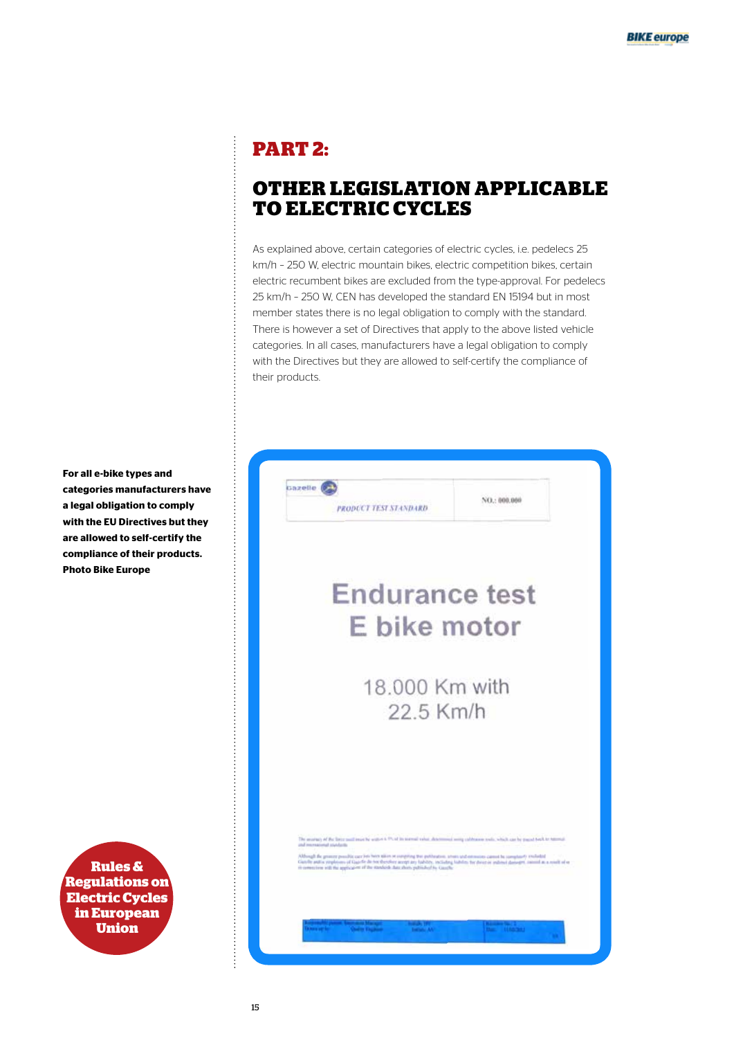# PART 2:

## OTHER LEGISLATION APPLICABLE TO ELECTRIC CYCLES

As explained above, certain categories of electric cycles, i.e. pedelecs 25 km/h - 250 W, electric mountain bikes, electric competition bikes, certain electric recumbent bikes are excluded from the type-approval. For pedelecs 25 km/h - 250 W, CEN has developed the standard EN 15194 but in most member states there is no legal obligation to comply with the standard. There is however a set of Directives that apply to the above listed vehicle categories. In all cases, manufacturers have a legal obligation to comply with the Directives but they are allowed to self-certify the compliance of their products.

**For all e-bike types and categories manufacturers have a legal obligation to comply with the EU Directives but they are allowed to self-certify the compliance of their products. Photo Bike Europe**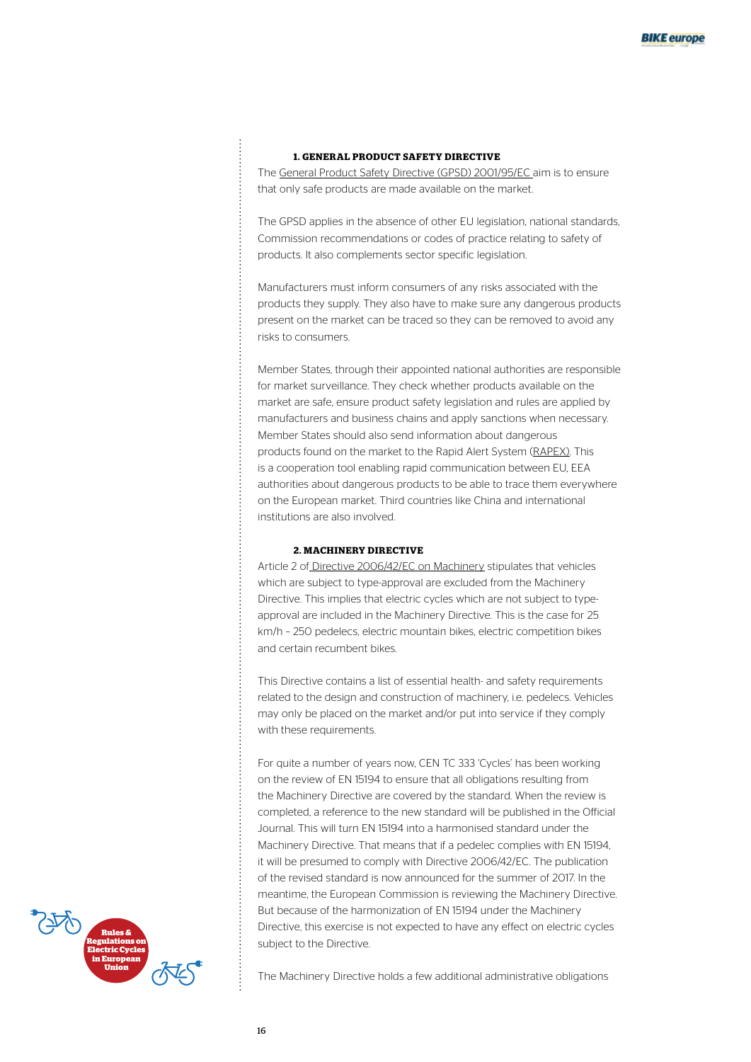### 1. GENERAL PRODUCT SAFETY DIRECTIVE

The General Product Safety Directive (GPSD) 2001/95/EC aim is to ensure that only safe products are made available on the market.

The GPSD applies in the absence of other EU legislation, national standards, Commission recommendations or codes of practice relating to safety of products. It also complements sector specific legislation.

Manufacturers must inform consumers of any risks associated with the products they supply. They also have to make sure any dangerous products present on the market can be traced so they can be removed to avoid any risks to consumers.

Member States, through their appointed national authorities are responsible for market surveillance. They check whether products available on the market are safe, ensure product safety legislation and rules are applied by manufacturers and business chains and apply sanctions when necessary. Member States should also send information about dangerous products found on the market to the Rapid Alert System (RAPEX). This is a cooperation tool enabling rapid communication between EU, EEA authorities about dangerous products to be able to trace them everywhere on the European market. Third countries like China and international institutions are also involved.

### 2. MACHINERY DIRECTIVE

Article 2 of Directive 2006/42/EC on Machinery stipulates that vehicles which are subject to type-approval are excluded from the Machinery Directive. This implies that electric cycles which are not subject to type-approval are included in the Machinery Directive. This is the case for 25 km/h – 250 pedelecs, electric mountain bikes, electric competition bikes and certain recumbent bikes.

This Directive contains a list of essential health- and safety requirements related to the design and construction of machinery, i.e. pedelecs. Vehicles may only be placed on the market and/or put into service if they comply with these requirements.

For quite a number of years now, CEN TC 333 'Cycles' has been working on the review of EN 15194 to ensure that all obligations resulting from the Machinery Directive are covered by the standard. When the review is completed, a reference to the new standard will be published in the Official Journal. This will turn EN 15194 into a harmonised standard under the Machinery Directive. That means that if a pedelec complies with EN 15194, it will be presumed to comply with Directive 2006/42/EC. The publication of the revised standard is now announced for the summer of 2017. In the meantime, the European Commission is reviewing the Machinery Directive. But because of the harmonization of EN 15194 under the Machinery Directive, this exercise is not expected to have any effect on electric cycles subject to the Directive.

The Machinery Directive holds a few additional administrative obligations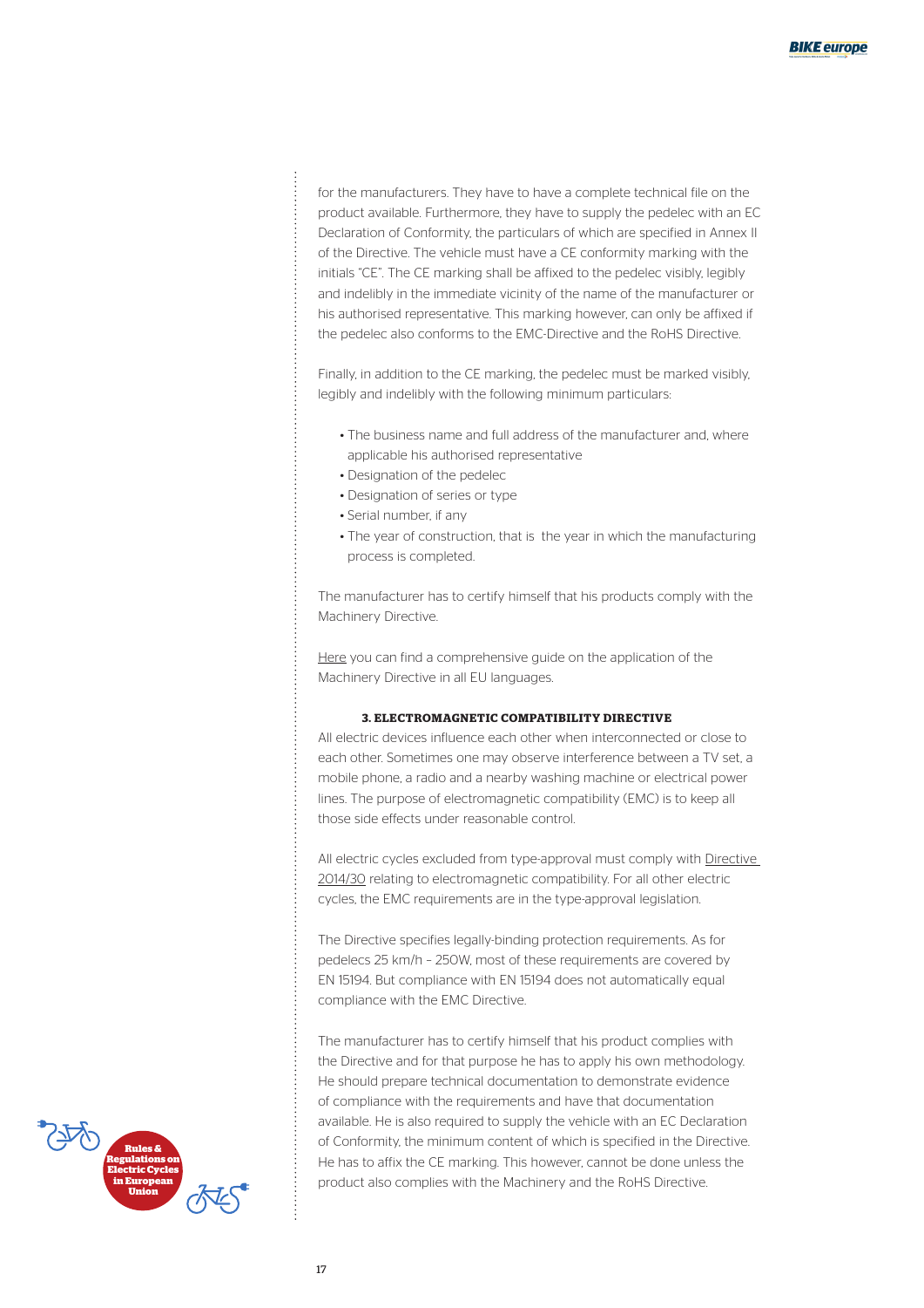for the manufacturers. They have to have a complete technical file on the product available. Furthermore, they have to supply the pedelec with an EC Declaration of Conformity, the particulars of which are specified in Annex II of the Directive. The vehicle must have a CE conformity marking with the initials "CE". The CE marking shall be affixed to the pedelec visibly, legibly and indelibly in the immediate vicinity of the name of the manufacturer or his authorised representative. This marking however, can only be affixed if the pedelec also conforms to the EMC-Directive and the RoHS Directive.

Finally, in addition to the CE marking, the pedelec must be marked visibly, legibly and indelibly with the following minimum particulars:

- The business name and full address of the manufacturer and, where applicable his authorised representative
- Designation of the pedelec
- Designation of series or type
- Serial number, if any
- The year of construction, that is the year in which the manufacturing process is completed.

The manufacturer has to certify himself that his products comply with the Machinery Directive.

Here you can find a comprehensive guide on the application of the Machinery Directive in all EU languages.

### 3. ELECTROMAGNETIC COMPATIBILITY DIRECTIVE

All electric devices influence each other when interconnected or close to each other. Sometimes one may observe interference between a TV set, a mobile phone, a radio and a nearby washing machine or electrical power lines. The purpose of electromagnetic compatibility (EMC) is to keep all those side effects under reasonable control.

All electric cycles excluded from type-approval must comply with Directive 2014/30 relating to electromagnetic compatibility. For all other electric cycles, the EMC requirements are in the type-approval legislation.

The Directive specifies legally-binding protection requirements. As for pedelecs 25 km/h – 250W, most of these requirements are covered by EN 15194. But compliance with EN 15194 does not automatically equal compliance with the EMC Directive.

The manufacturer has to certify himself that his product complies with the Directive and for that purpose he has to apply his own methodology. He should prepare technical documentation to demonstrate evidence of compliance with the requirements and have that documentation available. He is also required to supply the vehicle with an EC Declaration of Conformity, the minimum content of which is specified in the Directive. He has to affix the CE marking. This however, cannot be done unless the product also complies with the Machinery and the RoHS Directive.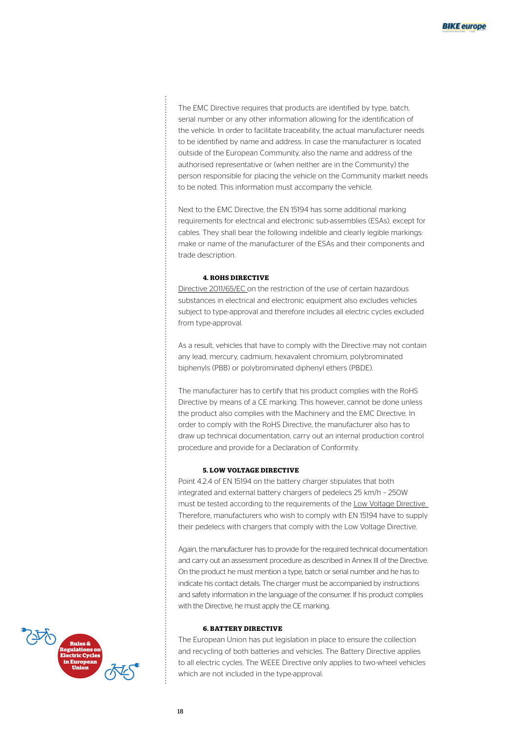The EMC Directive requires that products are identified by type, batch, serial number or any other information allowing for the identification of the vehicle. In order to facilitate traceability, the actual manufacturer needs to be identified by name and address. In case the manufacturer is located outside of the European Community, also the name and address of the authorised representative or (when neither are in the Community) the person responsible for placing the vehicle on the Community market needs to be noted. This information must accompany the vehicle.

Next to the EMC Directive, the EN 15194 has some additional marking requirements for electrical and electronic sub-assemblies (ESAs), except for cables. They shall bear the following indelible and clearly legible markings: make or name of the manufacturer of the ESAs and their components and trade description.

### 4. ROHS DIRECTIVE

Directive 2011/65/EC on the restriction of the use of certain hazardous substances in electrical and electronic equipment also excludes vehicles subject to type-approval and therefore includes all electric cycles excluded from type-approval.

As a result, vehicles that have to comply with the Directive may not contain any lead, mercury, cadmium, hexavalent chromium, polybrominated biphenyls (PBB) or polybrominated diphenyl ethers (PBDE).

The manufacturer has to certify that his product complies with the RoHS Directive by means of a CE marking. This however, cannot be done unless the product also complies with the Machinery and the EMC Directive. In order to comply with the RoHS Directive, the manufacturer also has to draw up technical documentation, carry out an internal production control procedure and provide for a Declaration of Conformity.

### 5. LOW VOLTAGE DIRECTIVE

Point 4.2.4 of EN 15194 on the battery charger stipulates that both integrated and external battery chargers of pedelecs 25 km/h - 250W must be tested according to the requirements of the Low Voltage Directive. Therefore, manufacturers who wish to comply with EN 15194 have to supply their pedelecs with chargers that comply with the Low Voltage Directive.

Again, the manufacturer has to provide for the required technical documentation and carry out an assessment procedure as described in Annex III of the Directive. On the product he must mention a type, batch or serial number and he has to indicate his contact details. The charger must be accompanied by instructions and safety information in the language of the consumer. If his product complies with the Directive, he must apply the CE marking.

### 6. BATTERY DIRECTIVE

The European Union has put legislation in place to ensure the collection and recycling of both batteries and vehicles. The Battery Directive applies to all electric cycles. The WEEE Directive only applies to two-wheel vehicles which are not included in the type-approval.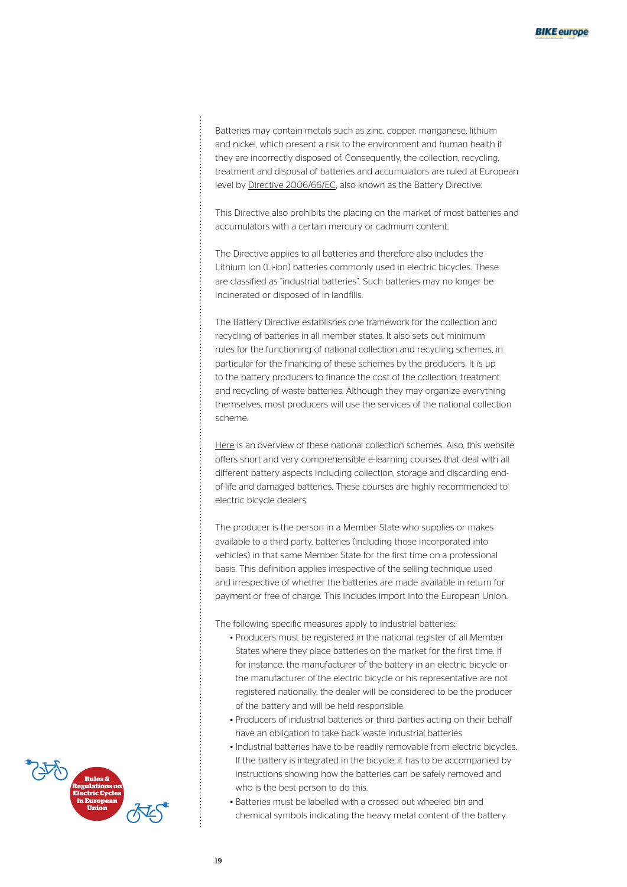Batteries may contain metals such as zinc, copper, manganese, lithium and nickel, which present a risk to the environment and human health if they are incorrectly disposed of. Consequently, the collection, recycling, treatment and disposal of batteries and accumulators are ruled at European level by Directive 2006/66/EC, also known as the Battery Directive.

This Directive also prohibits the placing on the market of most batteries and accumulators with a certain mercury or cadmium content.

The Directive applies to all batteries and therefore also includes the Lithium Ion (Li-ion) batteries commonly used in electric bicycles. These are classified as "industrial batteries". Such batteries may no longer be incinerated or disposed of in landfills.

The Battery Directive establishes one framework for the collection and recycling of batteries in all member states. It also sets out minimum rules for the functioning of national collection and recycling schemes, in particular for the financing of these schemes by the producers. It is up to the battery producers to finance the cost of the collection, treatment and recycling of waste batteries. Although they may organize everything themselves, most producers will use the services of the national collection scheme.

Here is an overview of these national collection schemes. Also, this website offers short and very comprehensible e-learning courses that deal with all different battery aspects including collection, storage and discarding end-of-life and damaged batteries. These courses are highly recommended to electric bicycle dealers.

The producer is the person in a Member State who supplies or makes available to a third party, batteries (including those incorporated into vehicles) in that same Member State for the first time on a professional basis. This definition applies irrespective of the selling technique used and irrespective of whether the batteries are made available in return for payment or free of charge. This includes import into the European Union.

The following specific measures apply to industrial batteries:

- Producers must be registered in the national register of all Member States where they place batteries on the market for the first time. If for instance, the manufacturer of the battery in an electric bicycle or the manufacturer of the electric bicycle or his representative are not registered nationally, the dealer will be considered to be the producer of the battery and will be held responsible.
- Producers of industrial batteries or third parties acting on their behalf have an obligation to take back waste industrial batteries
- Industrial batteries have to be readily removable from electric bicycles. If the battery is integrated in the bicycle, it has to be accompanied by instructions showing how the batteries can be safely removed and who is the best person to do this.
- Batteries must be labelled with a crossed out wheeled bin and chemical symbols indicating the heavy metal content of the battery.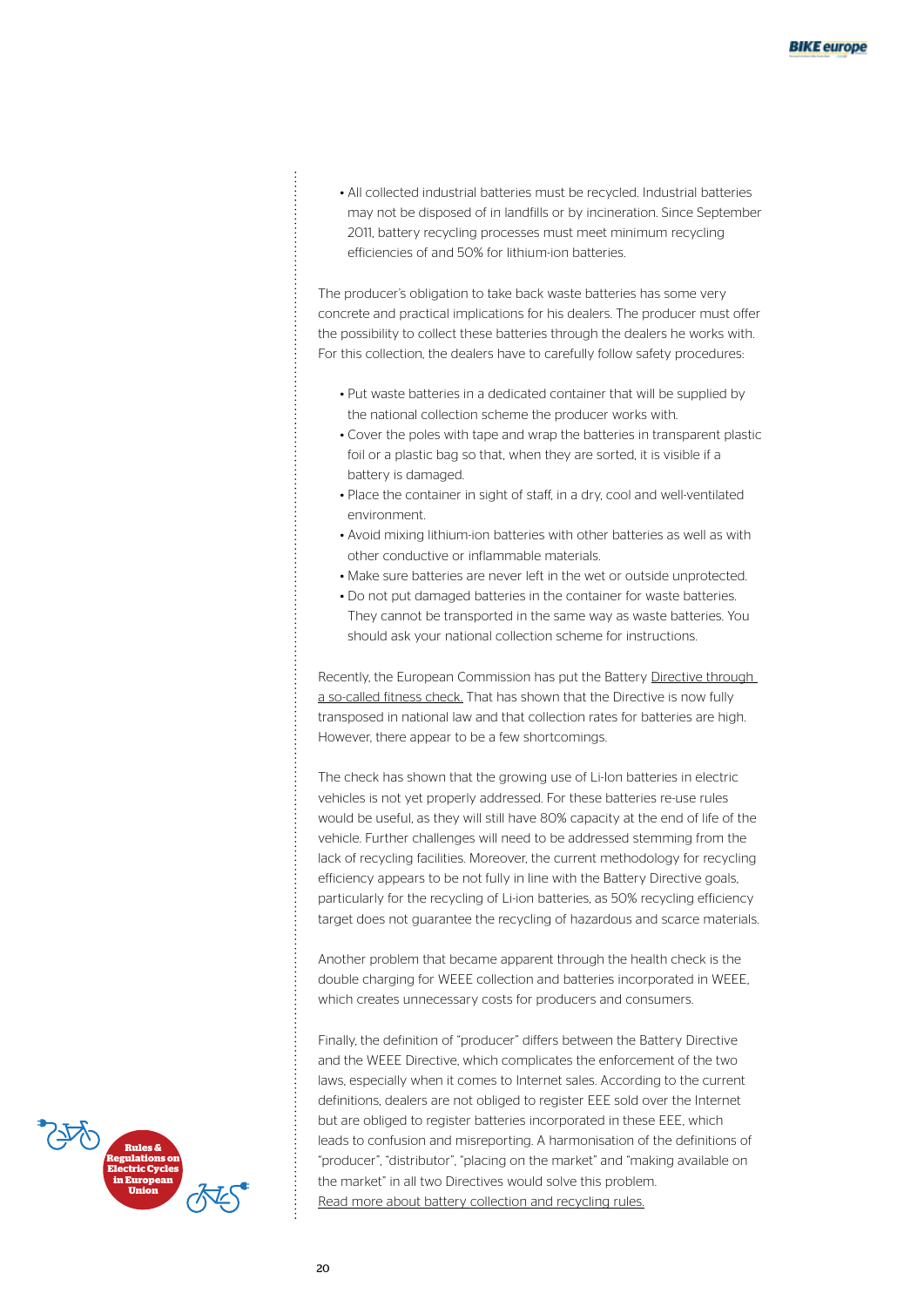- All collected industrial batteries must be recycled. Industrial batteries may not be disposed of in landfills or by incineration. Since September 2011, battery recycling processes must meet minimum recycling efficiencies of and 50% for lithium-ion batteries.

The producer's obligation to take back waste batteries has some very concrete and practical implications for his dealers. The producer must offer the possibility to collect these batteries through the dealers he works with. For this collection, the dealers have to carefully follow safety procedures:

- Put waste batteries in a dedicated container that will be supplied by the national collection scheme the producer works with.
- Cover the poles with tape and wrap the batteries in transparent plastic foil or a plastic bag so that, when they are sorted, it is visible if a battery is damaged.
- Place the container in sight of staff, in a dry, cool and well-ventilated environment.
- Avoid mixing lithium-ion batteries with other batteries as well as with other conductive or inflammable materials.
- Make sure batteries are never left in the wet or outside unprotected.
- Do not put damaged batteries in the container for waste batteries. They cannot be transported in the same way as waste batteries. You should ask your national collection scheme for instructions.

Recently, the European Commission has put the Battery Directive through a so-called fitness check. That has shown that the Directive is now fully transposed in national law and that collection rates for batteries are high. However, there appear to be a few shortcomings.

The check has shown that the growing use of Li-Ion batteries in electric vehicles is not yet properly addressed. For these batteries re-use rules would be useful, as they will still have 80% capacity at the end of life of the vehicle. Further challenges will need to be addressed stemming from the lack of recycling facilities. Moreover, the current methodology for recycling efficiency appears to be not fully in line with the Battery Directive goals, particularly for the recycling of Li-ion batteries, as 50% recycling efficiency target does not guarantee the recycling of hazardous and scarce materials.

Another problem that became apparent through the health check is the double charging for WEEE collection and batteries incorporated in WEEE, which creates unnecessary costs for producers and consumers.

Finally, the definition of "producer" differs between the Battery Directive and the WEEE Directive, which complicates the enforcement of the two laws, especially when it comes to Internet sales. According to the current definitions, dealers are not obliged to register EEE sold over the Internet but are obliged to register batteries incorporated in these EEE, which leads to confusion and misreporting. A harmonisation of the definitions of "producer", "distributor", "placing on the market" and "making available on the market" in all two Directives would solve this problem.
Read more about battery collection and recycling rules.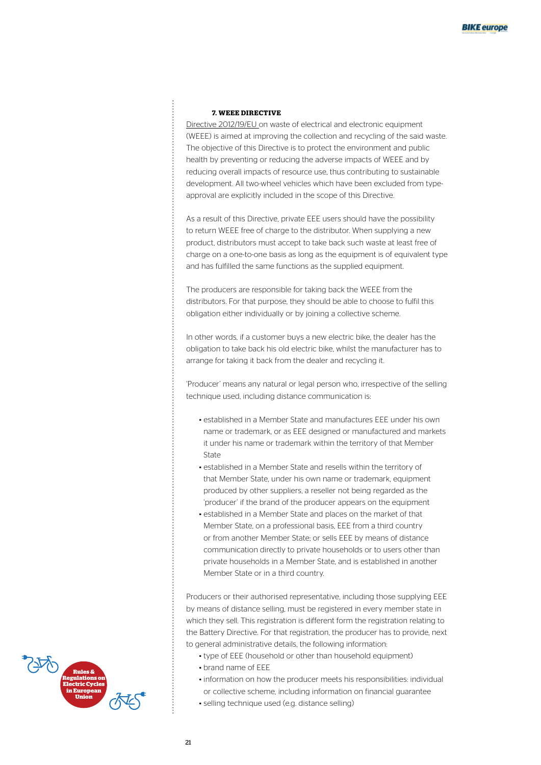### 7. WEEE DIRECTIVE

Directive 2012/19/EU on waste of electrical and electronic equipment (WEEE) is aimed at improving the collection and recycling of the said waste. The objective of this Directive is to protect the environment and public health by preventing or reducing the adverse impacts of WEEE and by reducing overall impacts of resource use, thus contributing to sustainable development. All two-wheel vehicles which have been excluded from type-approval are explicitly included in the scope of this Directive.

As a result of this Directive, private EEE users should have the possibility to return WEEE free of charge to the distributor. When supplying a new product, distributors must accept to take back such waste at least free of charge on a one-to-one basis as long as the equipment is of equivalent type and has fulfilled the same functions as the supplied equipment.

The producers are responsible for taking back the WEEE from the distributors. For that purpose, they should be able to choose to fulfil this obligation either individually or by joining a collective scheme.

In other words, if a customer buys a new electric bike, the dealer has the obligation to take back his old electric bike, whilst the manufacturer has to arrange for taking it back from the dealer and recycling it.

'Producer' means any natural or legal person who, irrespective of the selling technique used, including distance communication is:

- established in a Member State and manufactures EEE under his own name or trademark, or as EEE designed or manufactured and markets it under his name or trademark within the territory of that Member State
- established in a Member State and resells within the territory of that Member State, under his own name or trademark, equipment produced by other suppliers, a reseller not being regarded as the 'producer' if the brand of the producer appears on the equipment
- established in a Member State and places on the market of that Member State, on a professional basis, EEE from a third country or from another Member State; or sells EEE by means of distance communication directly to private households or to users other than private households in a Member State, and is established in another Member State or in a third country.

Producers or their authorised representative, including those supplying EEE by means of distance selling, must be registered in every member state in which they sell. This registration is different form the registration relating to the Battery Directive. For that registration, the producer has to provide, next to general administrative details, the following information:

- type of EEE (household or other than household equipment)
- brand name of EEE
- information on how the producer meets his responsibilities: individual or collective scheme, including information on financial guarantee
- selling technique used (e.g. distance selling)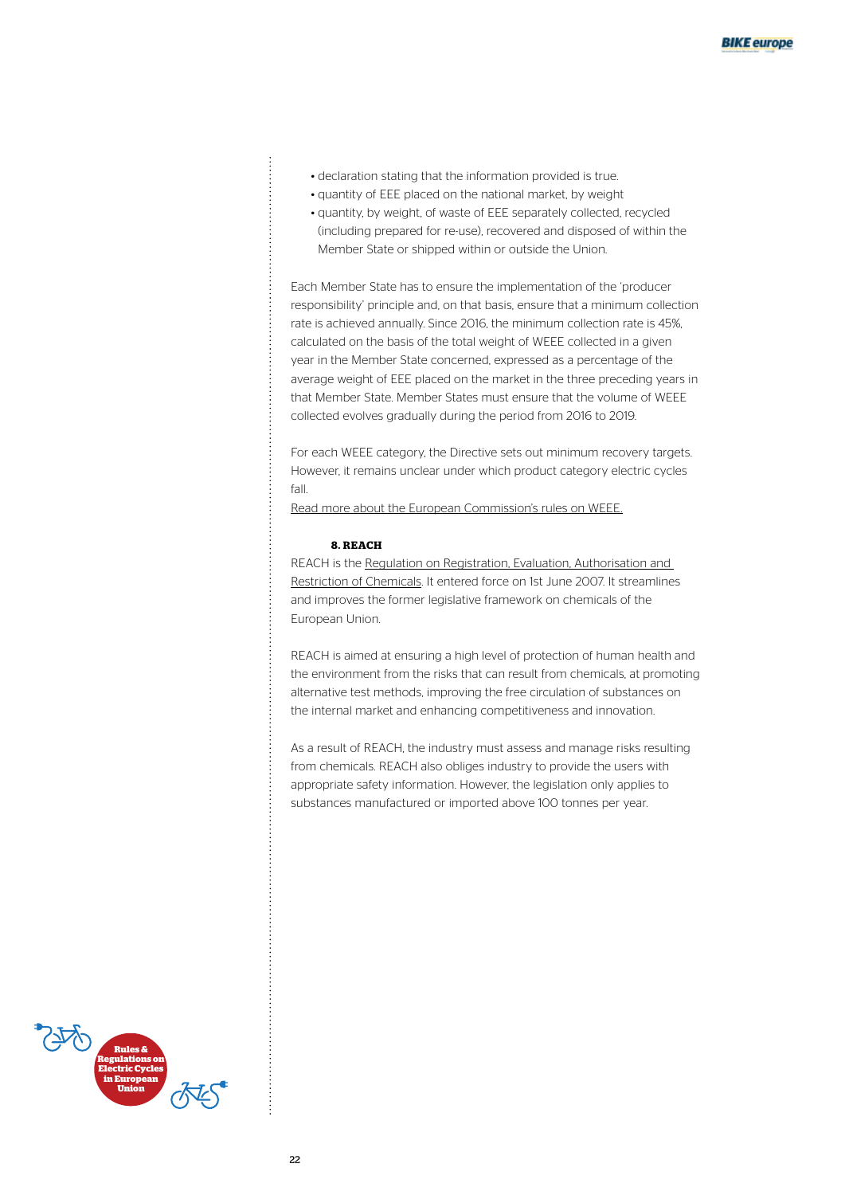- declaration stating that the information provided is true.
- quantity of EEE placed on the national market, by weight
- quantity, by weight, of waste of EEE separately collected, recycled (including prepared for re-use), recovered and disposed of within the Member State or shipped within or outside the Union.

Each Member State has to ensure the implementation of the 'producer responsibility' principle and, on that basis, ensure that a minimum collection rate is achieved annually. Since 2016, the minimum collection rate is 45%, calculated on the basis of the total weight of WEEE collected in a given year in the Member State concerned, expressed as a percentage of the average weight of EEE placed on the market in the three preceding years in that Member State. Member States must ensure that the volume of WEEE collected evolves gradually during the period from 2016 to 2019.

For each WEEE category, the Directive sets out minimum recovery targets. However, it remains unclear under which product category electric cycles fall.

Read more about the European Commission's rules on WEEE.

### 8. REACH

REACH is the Regulation on Registration, Evaluation, Authorisation and Restriction of Chemicals. It entered force on 1st June 2007. It streamlines and improves the former legislative framework on chemicals of the European Union.

REACH is aimed at ensuring a high level of protection of human health and the environment from the risks that can result from chemicals, at promoting alternative test methods, improving the free circulation of substances on the internal market and enhancing competitiveness and innovation.

As a result of REACH, the industry must assess and manage risks resulting from chemicals. REACH also obliges industry to provide the users with appropriate safety information. However, the legislation only applies to substances manufactured or imported above 100 tonnes per year.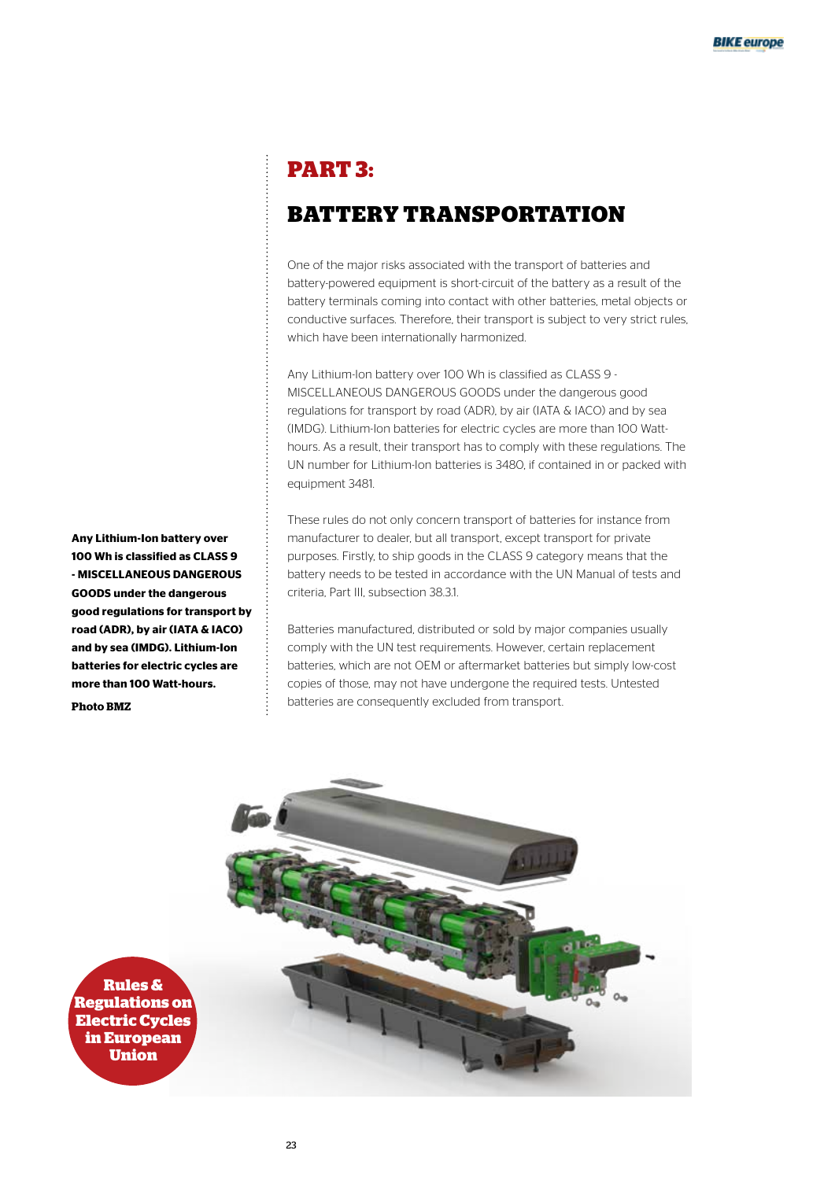# PART 3:

## BATTERY TRANSPORTATION

One of the major risks associated with the transport of batteries and battery-powered equipment is short-circuit of the battery as a result of the battery terminals coming into contact with other batteries, metal objects or conductive surfaces. Therefore, their transport is subject to very strict rules, which have been internationally harmonized.

Any Lithium-Ion battery over 100 Wh is classified as CLASS 9 - MISCELLANEOUS DANGEROUS GOODS under the dangerous good regulations for transport by road (ADR), by air (IATA & IACO) and by sea (IMDG). Lithium-Ion batteries for electric cycles are more than 100 Watt-hours. As a result, their transport has to comply with these regulations. The UN number for Lithium-Ion batteries is 3480, if contained in or packed with equipment 3481.

These rules do not only concern transport of batteries for instance from manufacturer to dealer, but all transport, except transport for private purposes. Firstly, to ship goods in the CLASS 9 category means that the battery needs to be tested in accordance with the UN Manual of tests and criteria, Part III, subsection 38.3.1.

Batteries manufactured, distributed or sold by major companies usually comply with the UN test requirements. However, certain replacement batteries, which are not OEM or aftermarket batteries but simply low-cost copies of those, may not have undergone the required tests. Untested batteries are consequently excluded from transport.

**Any Lithium-Ion battery over 100 Wh is classified as CLASS 9 - MISCELLANEOUS DANGEROUS GOODS under the dangerous good regulations for transport by road (ADR), by air (IATA & IACO) and by sea (IMDG). Lithium-Ion batteries for electric cycles are more than 100 Watt-hours.**

**Photo BMZ**

**Rules & Regulations on Electric Cycles in European Union**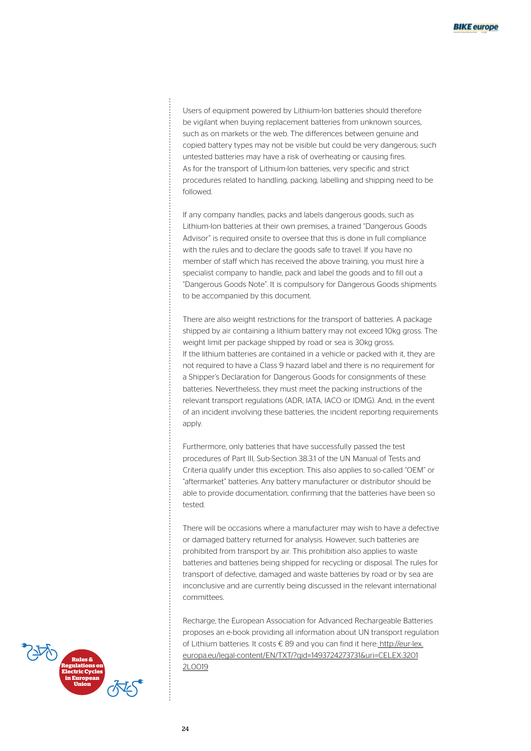Users of equipment powered by Lithium-Ion batteries should therefore be vigilant when buying replacement batteries from unknown sources, such as on markets or the web. The differences between genuine and copied battery types may not be visible but could be very dangerous; such untested batteries may have a risk of overheating or causing fires.
As for the transport of Lithium-Ion batteries, very specific and strict procedures related to handling, packing, labelling and shipping need to be followed.

If any company handles, packs and labels dangerous goods, such as Lithium-Ion batteries at their own premises, a trained "Dangerous Goods Advisor" is required onsite to oversee that this is done in full compliance with the rules and to declare the goods safe to travel. If you have no member of staff which has received the above training, you must hire a specialist company to handle, pack and label the goods and to fill out a "Dangerous Goods Note". It is compulsory for Dangerous Goods shipments to be accompanied by this document.

There are also weight restrictions for the transport of batteries. A package shipped by air containing a lithium battery may not exceed 10kg gross. The weight limit per package shipped by road or sea is 30kg gross.
If the lithium batteries are contained in a vehicle or packed with it, they are not required to have a Class 9 hazard label and there is no requirement for a Shipper's Declaration for Dangerous Goods for consignments of these batteries. Nevertheless, they must meet the packing instructions of the relevant transport regulations (ADR, IATA, IACO or IDMG). And, in the event of an incident involving these batteries, the incident reporting requirements apply.

Furthermore, only batteries that have successfully passed the test procedures of Part III, Sub-Section 38.3.1 of the UN Manual of Tests and Criteria qualify under this exception. This also applies to so-called "OEM" or "aftermarket" batteries. Any battery manufacturer or distributor should be able to provide documentation, confirming that the batteries have been so tested.

There will be occasions where a manufacturer may wish to have a defective or damaged battery returned for analysis. However, such batteries are prohibited from transport by air. This prohibition also applies to waste batteries and batteries being shipped for recycling or disposal. The rules for transport of defective, damaged and waste batteries by road or by sea are inconclusive and are currently being discussed in the relevant international committees.

Recharge, the European Association for Advanced Rechargeable Batteries proposes an e-book providing all information about UN transport regulation of Lithium batteries. It costs € 89 and you can find it here: http://eur-lex.europa.eu/legal-content/EN/TXT/?qid=1493724273731&uri=CELEX:32012L0019

Rules & Regulations on Electric Cycles in European Union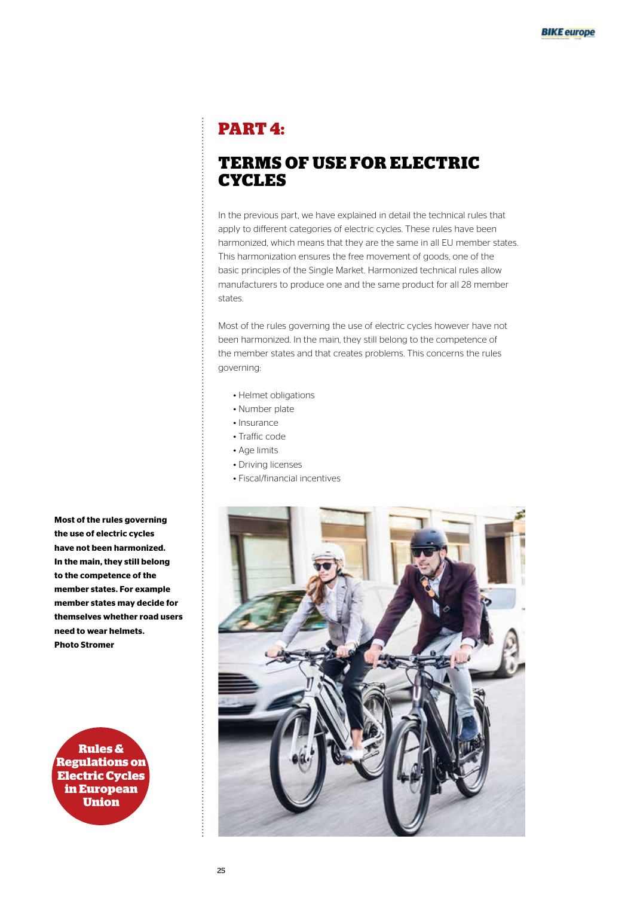# PART 4:

## TERMS OF USE FOR ELECTRIC CYCLES

In the previous part, we have explained in detail the technical rules that apply to different categories of electric cycles. These rules have been harmonized, which means that they are the same in all EU member states. This harmonization ensures the free movement of goods, one of the basic principles of the Single Market. Harmonized technical rules allow manufacturers to produce one and the same product for all 28 member states.

Most of the rules governing the use of electric cycles however have not been harmonized. In the main, they still belong to the competence of the member states and that creates problems. This concerns the rules governing:

- Helmet obligations
- Number plate
- Insurance
- Traffic code
- Age limits
- Driving licenses
- Fiscal/financial incentives

**Most of the rules governing the use of electric cycles have not been harmonized. In the main, they still belong to the competence of the member states. For example member states may decide for themselves whether road users need to wear helmets. Photo Stromer**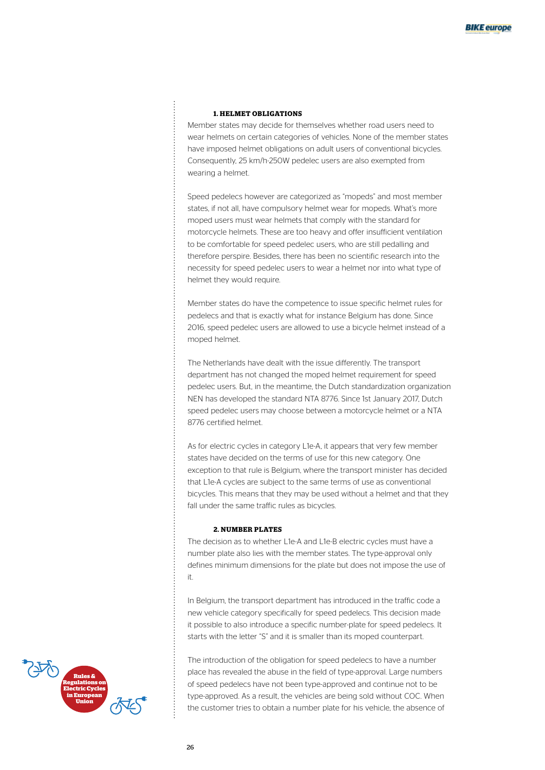### 1. HELMET OBLIGATIONS

Member states may decide for themselves whether road users need to wear helmets on certain categories of vehicles. None of the member states have imposed helmet obligations on adult users of conventional bicycles. Consequently, 25 km/h-250W pedelec users are also exempted from wearing a helmet.

Speed pedelecs however are categorized as "mopeds" and most member states, if not all, have compulsory helmet wear for mopeds. What's more moped users must wear helmets that comply with the standard for motorcycle helmets. These are too heavy and offer insufficient ventilation to be comfortable for speed pedelec users, who are still pedalling and therefore perspire. Besides, there has been no scientific research into the necessity for speed pedelec users to wear a helmet nor into what type of helmet they would require.

Member states do have the competence to issue specific helmet rules for pedelecs and that is exactly what for instance Belgium has done. Since 2016, speed pedelec users are allowed to use a bicycle helmet instead of a moped helmet.

The Netherlands have dealt with the issue differently. The transport department has not changed the moped helmet requirement for speed pedelec users. But, in the meantime, the Dutch standardization organization NEN has developed the standard NTA 8776. Since 1st January 2017, Dutch speed pedelec users may choose between a motorcycle helmet or a NTA 8776 certified helmet.

As for electric cycles in category L1e-A, it appears that very few member states have decided on the terms of use for this new category. One exception to that rule is Belgium, where the transport minister has decided that L1e-A cycles are subject to the same terms of use as conventional bicycles. This means that they may be used without a helmet and that they fall under the same traffic rules as bicycles.

### 2. NUMBER PLATES

The decision as to whether L1e-A and L1e-B electric cycles must have a number plate also lies with the member states. The type-approval only defines minimum dimensions for the plate but does not impose the use of it.

In Belgium, the transport department has introduced in the traffic code a new vehicle category specifically for speed pedelecs. This decision made it possible to also introduce a specific number-plate for speed pedelecs. It starts with the letter "S" and it is smaller than its moped counterpart.

The introduction of the obligation for speed pedelecs to have a number place has revealed the abuse in the field of type-approval. Large numbers of speed pedelecs have not been type-approved and continue not to be type-approved. As a result, the vehicles are being sold without COC. When the customer tries to obtain a number plate for his vehicle, the absence of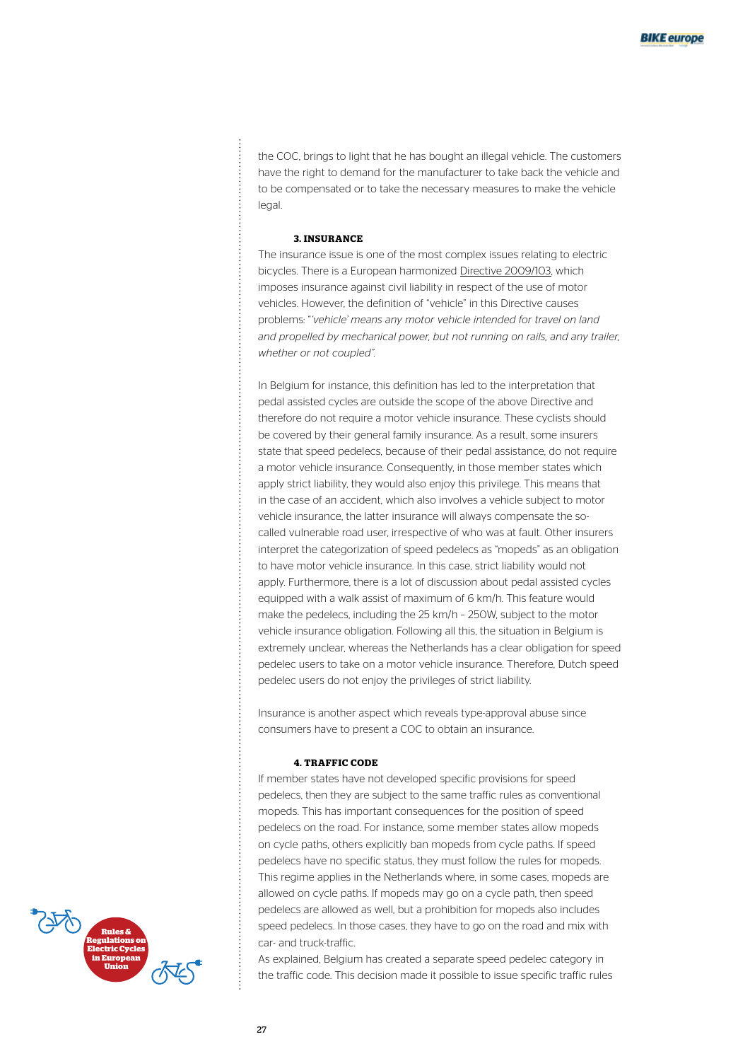the COC, brings to light that he has bought an illegal vehicle. The customers have the right to demand for the manufacturer to take back the vehicle and to be compensated or to take the necessary measures to make the vehicle legal.

### 3. INSURANCE

The insurance issue is one of the most complex issues relating to electric bicycles. There is a European harmonized Directive 2009/103, which imposes insurance against civil liability in respect of the use of motor vehicles. However, the definition of "vehicle" in this Directive causes problems: "*'vehicle' means any motor vehicle intended for travel on land and propelled by mechanical power, but not running on rails, and any trailer, whether or not coupled".*

In Belgium for instance, this definition has led to the interpretation that pedal assisted cycles are outside the scope of the above Directive and therefore do not require a motor vehicle insurance. These cyclists should be covered by their general family insurance. As a result, some insurers state that speed pedelecs, because of their pedal assistance, do not require a motor vehicle insurance. Consequently, in those member states which apply strict liability, they would also enjoy this privilege. This means that in the case of an accident, which also involves a vehicle subject to motor vehicle insurance, the latter insurance will always compensate the so-called vulnerable road user, irrespective of who was at fault. Other insurers interpret the categorization of speed pedelecs as "mopeds" as an obligation to have motor vehicle insurance. In this case, strict liability would not apply. Furthermore, there is a lot of discussion about pedal assisted cycles equipped with a walk assist of maximum of 6 km/h. This feature would make the pedelecs, including the 25 km/h – 250W, subject to the motor vehicle insurance obligation. Following all this, the situation in Belgium is extremely unclear, whereas the Netherlands has a clear obligation for speed pedelec users to take on a motor vehicle insurance. Therefore, Dutch speed pedelec users do not enjoy the privileges of strict liability.

Insurance is another aspect which reveals type-approval abuse since consumers have to present a COC to obtain an insurance.

### 4. TRAFFIC CODE

If member states have not developed specific provisions for speed pedelecs, then they are subject to the same traffic rules as conventional mopeds. This has important consequences for the position of speed pedelecs on the road. For instance, some member states allow mopeds on cycle paths, others explicitly ban mopeds from cycle paths. If speed pedelecs have no specific status, they must follow the rules for mopeds. This regime applies in the Netherlands where, in some cases, mopeds are allowed on cycle paths. If mopeds may go on a cycle path, then speed pedelecs are allowed as well, but a prohibition for mopeds also includes speed pedelecs. In those cases, they have to go on the road and mix with car- and truck-traffic.

As explained, Belgium has created a separate speed pedelec category in the traffic code. This decision made it possible to issue specific traffic rules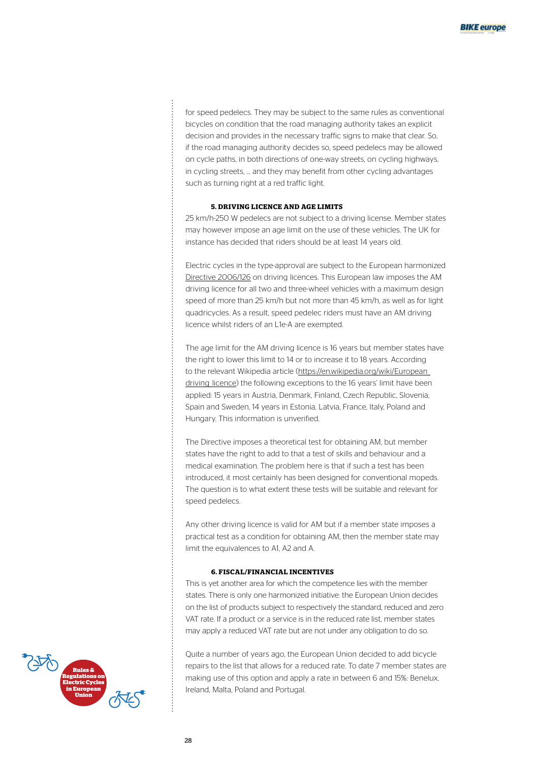for speed pedelecs. They may be subject to the same rules as conventional bicycles on condition that the road managing authority takes an explicit decision and provides in the necessary traffic signs to make that clear. So, if the road managing authority decides so, speed pedelecs may be allowed on cycle paths, in both directions of one-way streets, on cycling highways, in cycling streets, … and they may benefit from other cycling advantages such as turning right at a red traffic light.

### 5. DRIVING LICENCE AND AGE LIMITS

25 km/h-250 W pedelecs are not subject to a driving license. Member states may however impose an age limit on the use of these vehicles. The UK for instance has decided that riders should be at least 14 years old.

Electric cycles in the type-approval are subject to the European harmonized Directive 2006/126 on driving licences. This European law imposes the AM driving licence for all two and three-wheel vehicles with a maximum design speed of more than 25 km/h but not more than 45 km/h, as well as for light quadricycles. As a result, speed pedelec riders must have an AM driving licence whilst riders of an L1e-A are exempted.

The age limit for the AM driving licence is 16 years but member states have the right to lower this limit to 14 or to increase it to 18 years. According to the relevant Wikipedia article (https://en.wikipedia.org/wiki/European_driving_licence) the following exceptions to the 16 years' limit have been applied: 15 years in Austria, Denmark, Finland, Czech Republic, Slovenia, Spain and Sweden, 14 years in Estonia, Latvia, France, Italy, Poland and Hungary. This information is unverified.

The Directive imposes a theoretical test for obtaining AM, but member states have the right to add to that a test of skills and behaviour and a medical examination. The problem here is that if such a test has been introduced, it most certainly has been designed for conventional mopeds. The question is to what extent these tests will be suitable and relevant for speed pedelecs.

Any other driving licence is valid for AM but if a member state imposes a practical test as a condition for obtaining AM, then the member state may limit the equivalences to A1, A2 and A.

### 6. FISCAL/FINANCIAL INCENTIVES

This is yet another area for which the competence lies with the member states. There is only one harmonized initiative: the European Union decides on the list of products subject to respectively the standard, reduced and zero VAT rate. If a product or a service is in the reduced rate list, member states may apply a reduced VAT rate but are not under any obligation to do so.

Quite a number of years ago, the European Union decided to add bicycle repairs to the list that allows for a reduced rate. To date 7 member states are making use of this option and apply a rate in between 6 and 15%: Benelux, Ireland, Malta, Poland and Portugal.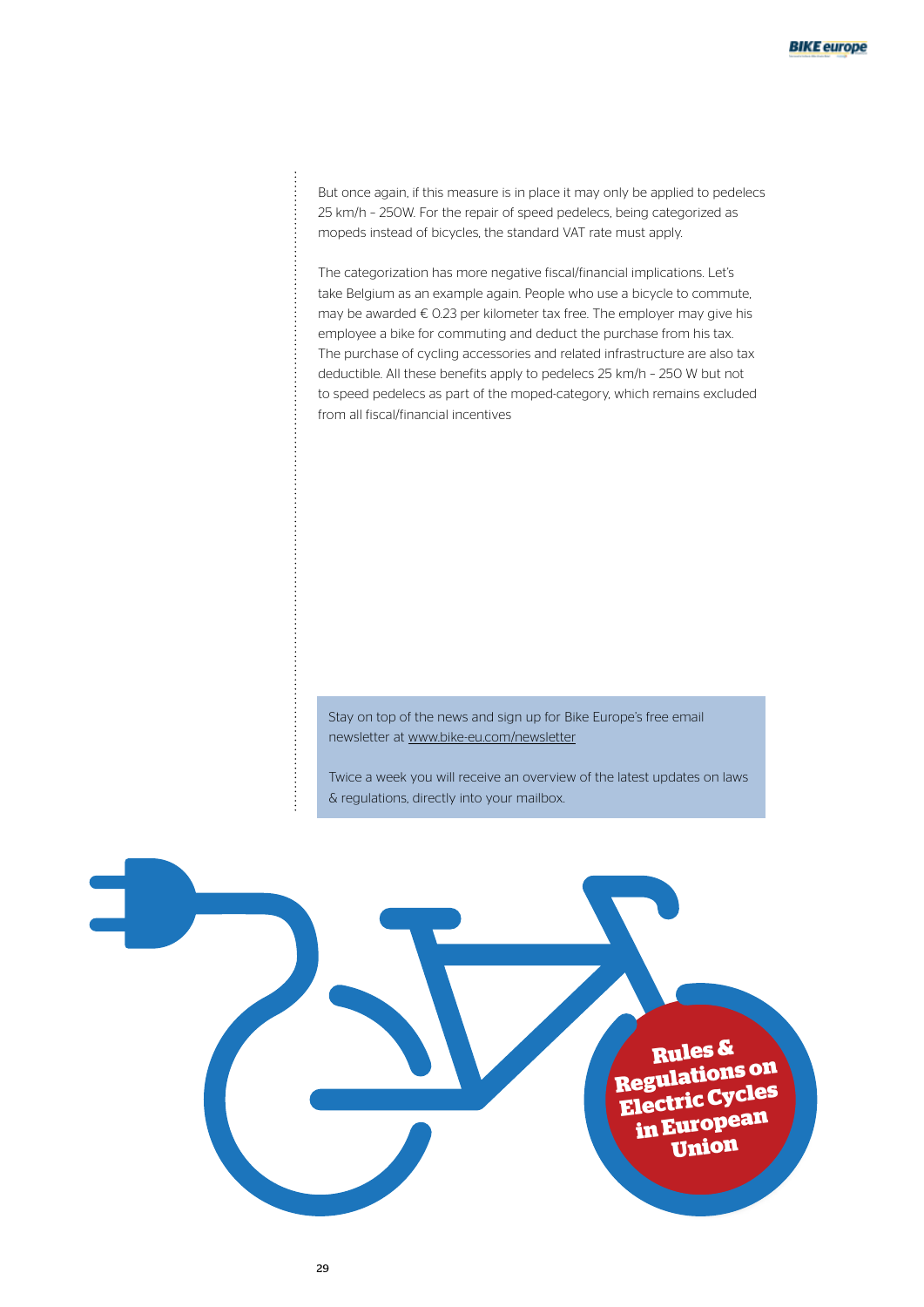But once again, if this measure is in place it may only be applied to pedelecs 25 km/h – 250W. For the repair of speed pedelecs, being categorized as mopeds instead of bicycles, the standard VAT rate must apply.

The categorization has more negative fiscal/financial implications. Let's take Belgium as an example again. People who use a bicycle to commute, may be awarded € 0.23 per kilometer tax free. The employer may give his employee a bike for commuting and deduct the purchase from his tax. The purchase of cycling accessories and related infrastructure are also tax deductible. All these benefits apply to pedelecs 25 km/h – 250 W but not to speed pedelecs as part of the moped-category, which remains excluded from all fiscal/financial incentives

Stay on top of the news and sign up for Bike Europe's free email newsletter at www.bike-eu.com/newsletter

Twice a week you will receive an overview of the latest updates on laws & regulations, directly into your mailbox.

Rules & Regulations on Electric Cycles in European Union